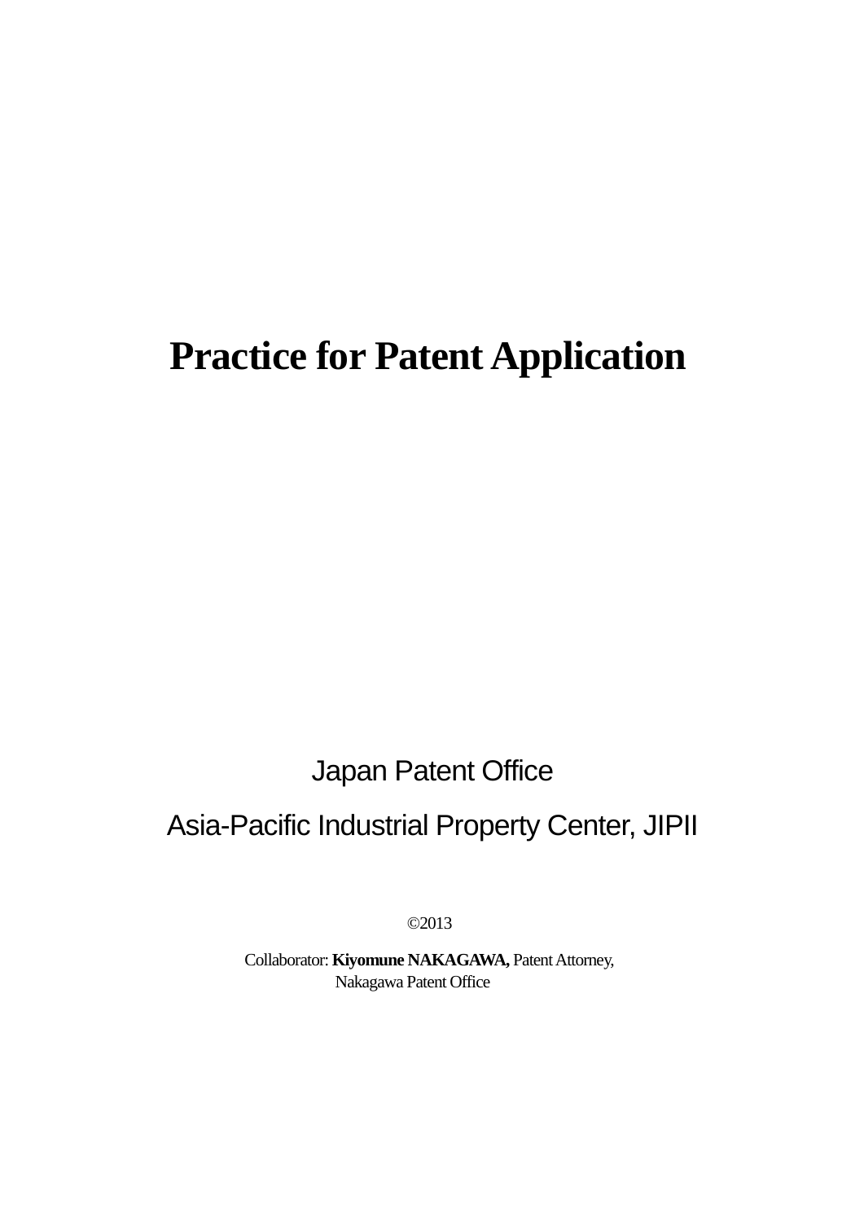# Practice for Patent Application

Japan Patent Office

Asia-Pacific Industrial Property Center, JIPII

©2013

Collaborator: **Kiyomune NAKAGAWA,** Patent Attorney,
Nakagawa Patent Office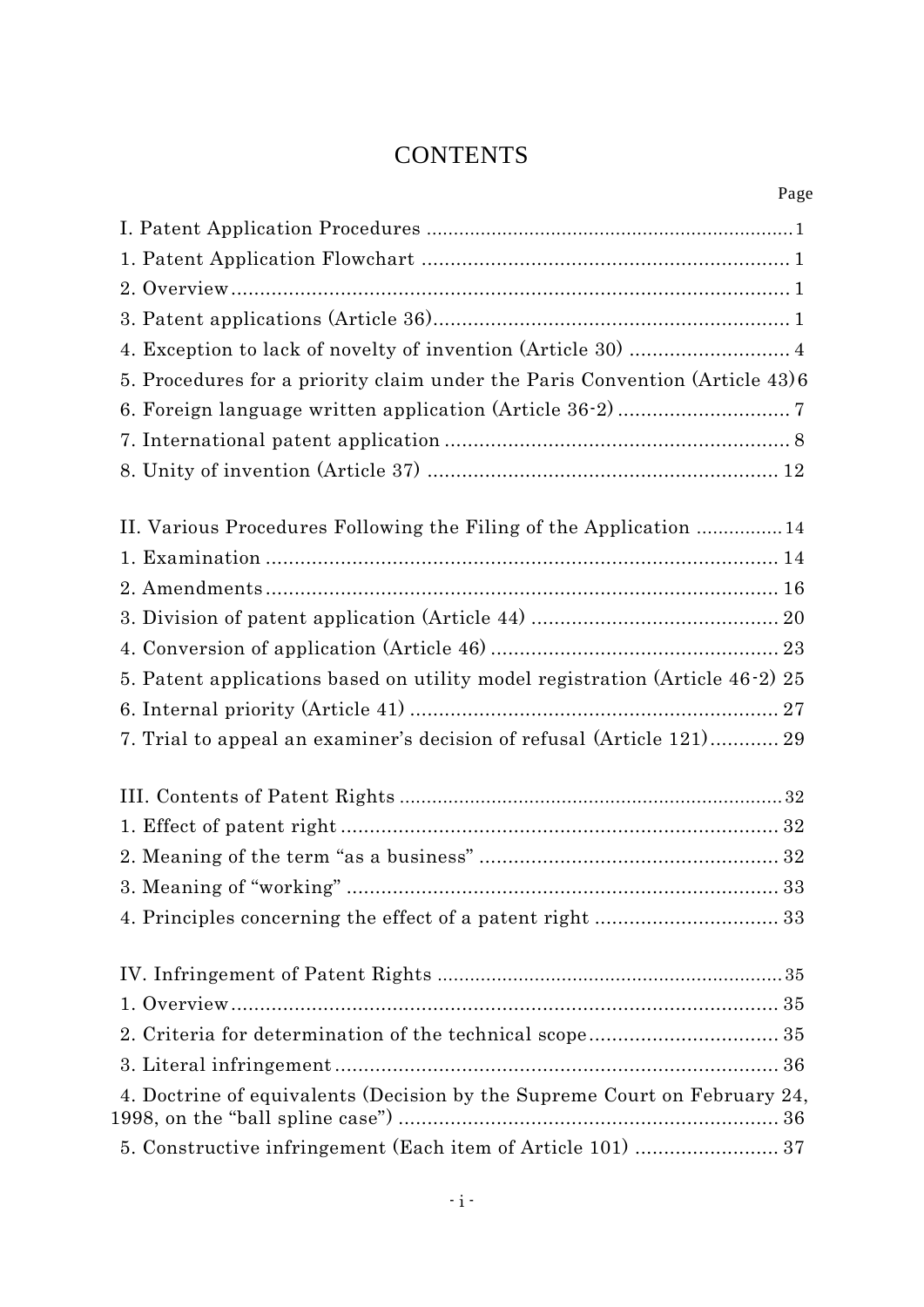# CONTENTS

Page

I. Patent Application Procedures ........................................................................ 1

1. Patent Application Flowchart ........................................................................ 1

2. Overview ........................................................................................................ 1

3. Patent applications (Article 36) ...................................................................... 1

4. Exception to lack of novelty of invention (Article 30) ..................................... 4

5. Procedures for a priority claim under the Paris Convention (Article 43) 6

6. Foreign language written application (Article 36-2) ....................................... 7

7. International patent application ..................................................................... 8

8. Unity of invention (Article 37) ....................................................................... 12

II. Various Procedures Following the Filing of the Application ............................ 14

1. Examination ................................................................................................. 14

2. Amendments ................................................................................................ 16

3. Division of patent application (Article 44) .................................................... 20

4. Conversion of application (Article 46) ........................................................... 23

5. Patent applications based on utility model registration (Article 46-2) 25

6. Internal priority (Article 41) ......................................................................... 27

7. Trial to appeal an examiner's decision of refusal (Article 121) ........................ 29

III. Contents of Patent Rights .............................................................................. 32

1. Effect of patent right ..................................................................................... 32

2. Meaning of the term "as a business" .............................................................. 32

3. Meaning of "working" .................................................................................... 33

4. Principles concerning the effect of a patent right ........................................... 33

IV. Infringement of Patent Rights ....................................................................... 35

1. Overview ....................................................................................................... 35

2. Criteria for determination of the technical scope ........................................... 35

3. Literal infringement ...................................................................................... 36

4. Doctrine of equivalents (Decision by the Supreme Court on February 24, 1998, on the "ball spline case") ......................................................................... 36

5. Constructive infringement (Each item of Article 101) ..................................... 37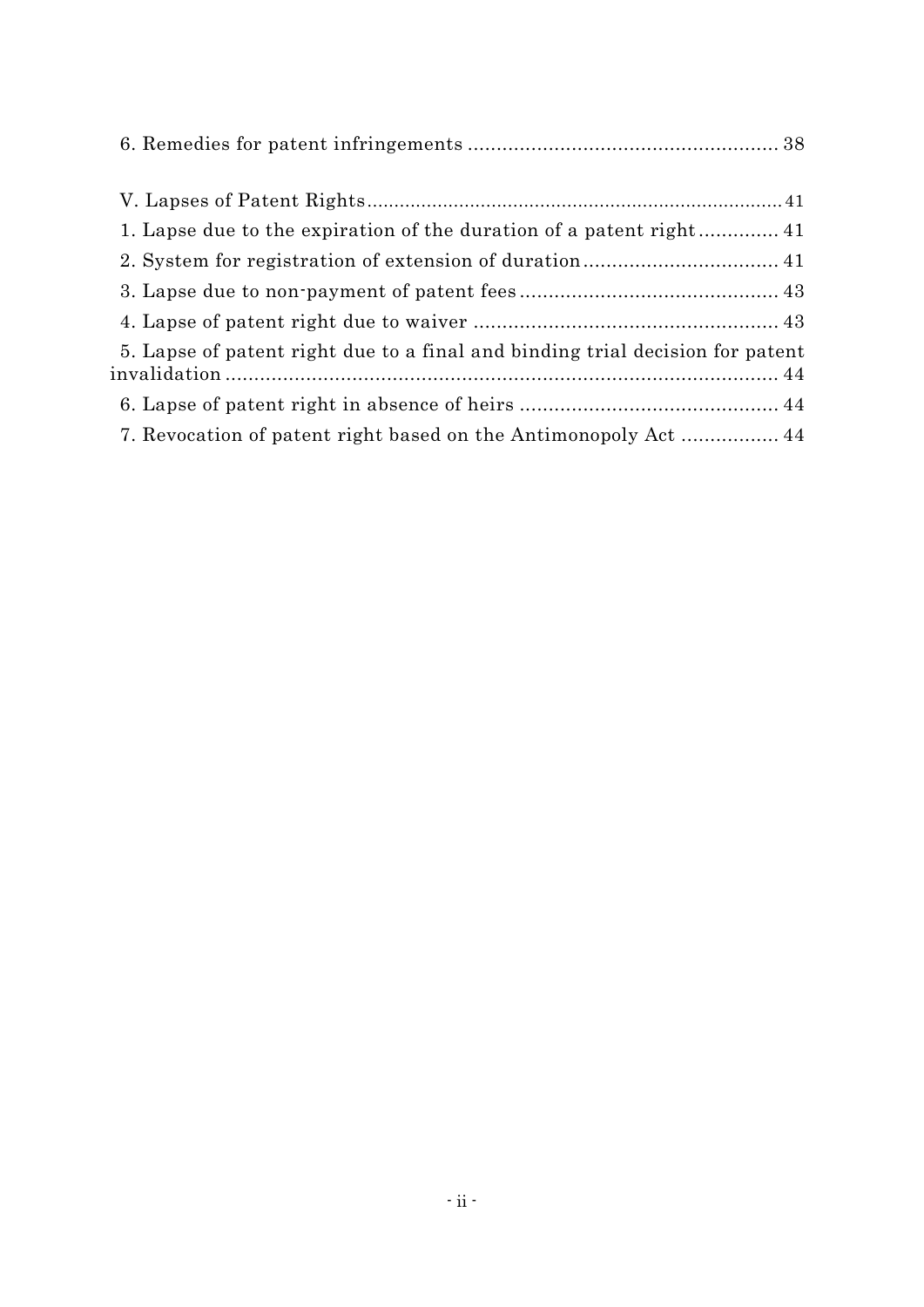6. Remedies for patent infringements ...................................................... 38

V. Lapses of Patent Rights........................................................................... 41

1. Lapse due to the expiration of the duration of a patent right .............. 41

2. System for registration of extension of duration .................................. 41

3. Lapse due to non-payment of patent fees ............................................. 43

4. Lapse of patent right due to waiver ..................................................... 43

5. Lapse of patent right due to a final and binding trial decision for patent invalidation ................................................................................................ 44

6. Lapse of patent right in absence of heirs ............................................. 44

7. Revocation of patent right based on the Antimonopoly Act ................. 44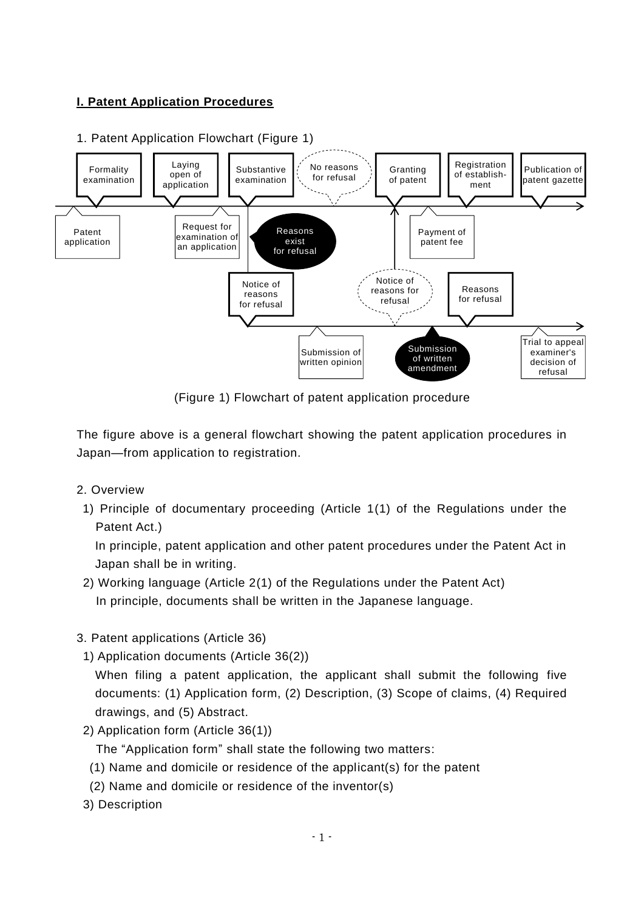## I. Patent Application Procedures

1. Patent Application Flowchart (Figure 1)

Formality examination | Laying open of application | Substantive examination | No reasons for refusal | Granting of patent | Registration of establishment | Publication of patent gazette

Patent application | Request for examination of an application | Reasons exist for refusal | Payment of patent fee

Notice of reasons for refusal | Notice of reasons for refusal | Reasons for refusal

Submission of written opinion | Submission of written amendment | Trial to appeal examiner's decision of refusal

(Figure 1) Flowchart of patent application procedure

The figure above is a general flowchart showing the patent application procedures in Japan—from application to registration.

2. Overview

1) Principle of documentary proceeding (Article 1(1) of the Regulations under the Patent Act.)

In principle, patent application and other patent procedures under the Patent Act in Japan shall be in writing.

2) Working language (Article 2(1) of the Regulations under the Patent Act)

In principle, documents shall be written in the Japanese language.

3. Patent applications (Article 36)

1) Application documents (Article 36(2))

When filing a patent application, the applicant shall submit the following five documents: (1) Application form, (2) Description, (3) Scope of claims, (4) Required drawings, and (5) Abstract.

2) Application form (Article 36(1))

The "Application form" shall state the following two matters:

(1) Name and domicile or residence of the applicant(s) for the patent

(2) Name and domicile or residence of the inventor(s)

3) Description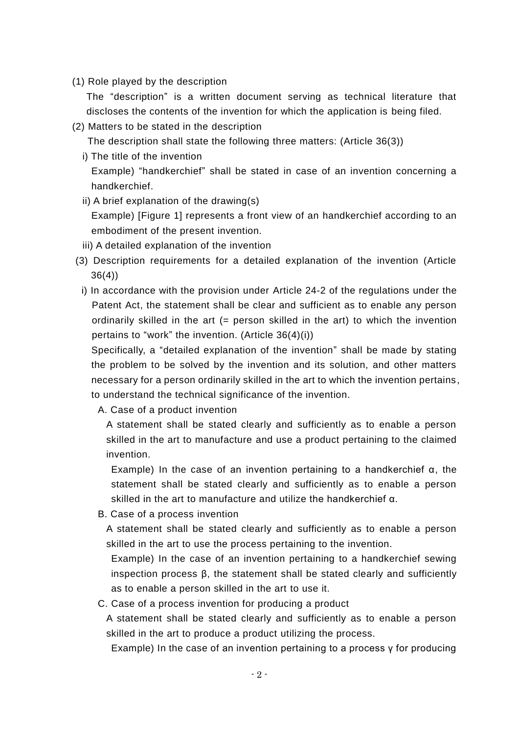(1) Role played by the description

The “description” is a written document serving as technical literature that discloses the contents of the invention for which the application is being filed.

(2) Matters to be stated in the description

The description shall state the following three matters: (Article 36(3))

i) The title of the invention

Example) “handkerchief” shall be stated in case of an invention concerning a handkerchief.

ii) A brief explanation of the drawing(s)

Example) [Figure 1] represents a front view of an handkerchief according to an embodiment of the present invention.

iii) A detailed explanation of the invention

(3) Description requirements for a detailed explanation of the invention (Article 36(4))

i) In accordance with the provision under Article 24-2 of the regulations under the Patent Act, the statement shall be clear and sufficient as to enable any person ordinarily skilled in the art (= person skilled in the art) to which the invention pertains to “work” the invention. (Article 36(4)(i))

Specifically, a “detailed explanation of the invention” shall be made by stating the problem to be solved by the invention and its solution, and other matters necessary for a person ordinarily skilled in the art to which the invention pertains, to understand the technical significance of the invention.

A. Case of a product invention

A statement shall be stated clearly and sufficiently as to enable a person skilled in the art to manufacture and use a product pertaining to the claimed invention.

Example) In the case of an invention pertaining to a handkerchief α, the statement shall be stated clearly and sufficiently as to enable a person skilled in the art to manufacture and utilize the handkerchief α.

B. Case of a process invention

A statement shall be stated clearly and sufficiently as to enable a person skilled in the art to use the process pertaining to the invention.

Example) In the case of an invention pertaining to a handkerchief sewing inspection process β, the statement shall be stated clearly and sufficiently as to enable a person skilled in the art to use it.

C. Case of a process invention for producing a product

A statement shall be stated clearly and sufficiently as to enable a person skilled in the art to produce a product utilizing the process.

Example) In the case of an invention pertaining to a process γ for producing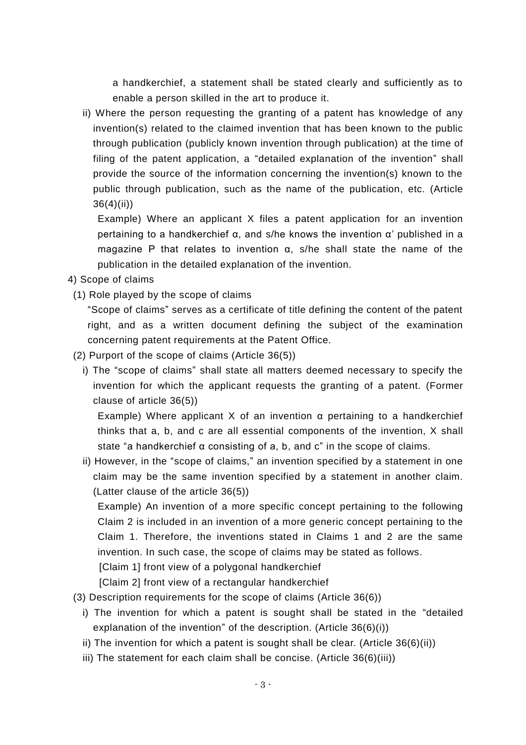a handkerchief, a statement shall be stated clearly and sufficiently as to enable a person skilled in the art to produce it.

ii) Where the person requesting the granting of a patent has knowledge of any invention(s) related to the claimed invention that has been known to the public through publication (publicly known invention through publication) at the time of filing of the patent application, a "detailed explanation of the invention" shall provide the source of the information concerning the invention(s) known to the public through publication, such as the name of the publication, etc. (Article 36(4)(ii))

Example) Where an applicant X files a patent application for an invention pertaining to a handkerchief α, and s/he knows the invention α' published in a magazine P that relates to invention α, s/he shall state the name of the publication in the detailed explanation of the invention.

4) Scope of claims

(1) Role played by the scope of claims

"Scope of claims" serves as a certificate of title defining the content of the patent right, and as a written document defining the subject of the examination concerning patent requirements at the Patent Office.

(2) Purport of the scope of claims (Article 36(5))

i) The "scope of claims" shall state all matters deemed necessary to specify the invention for which the applicant requests the granting of a patent. (Former clause of article 36(5))

Example) Where applicant X of an invention α pertaining to a handkerchief thinks that a, b, and c are all essential components of the invention, X shall state "a handkerchief α consisting of a, b, and c" in the scope of claims.

ii) However, in the "scope of claims," an invention specified by a statement in one claim may be the same invention specified by a statement in another claim. (Latter clause of the article 36(5))

Example) An invention of a more specific concept pertaining to the following Claim 2 is included in an invention of a more generic concept pertaining to the Claim 1. Therefore, the inventions stated in Claims 1 and 2 are the same invention. In such case, the scope of claims may be stated as follows.

[Claim 1] front view of a polygonal handkerchief

[Claim 2] front view of a rectangular handkerchief

(3) Description requirements for the scope of claims (Article 36(6))

i) The invention for which a patent is sought shall be stated in the "detailed explanation of the invention" of the description. (Article 36(6)(i))

ii) The invention for which a patent is sought shall be clear. (Article 36(6)(ii))

iii) The statement for each claim shall be concise. (Article 36(6)(iii))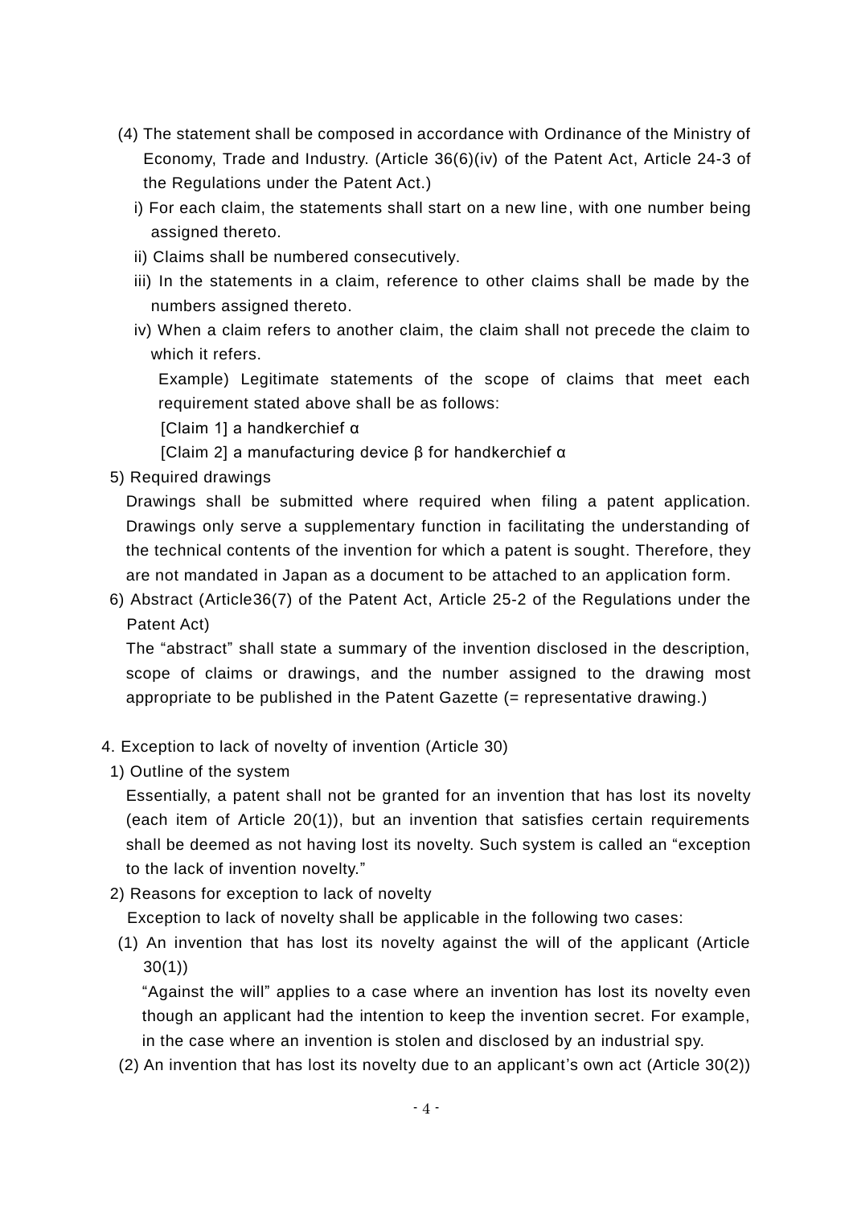(4) The statement shall be composed in accordance with Ordinance of the Ministry of Economy, Trade and Industry. (Article 36(6)(iv) of the Patent Act, Article 24-3 of the Regulations under the Patent Act.)

i) For each claim, the statements shall start on a new line, with one number being assigned thereto.

ii) Claims shall be numbered consecutively.

iii) In the statements in a claim, reference to other claims shall be made by the numbers assigned thereto.

iv) When a claim refers to another claim, the claim shall not precede the claim to which it refers.

Example) Legitimate statements of the scope of claims that meet each requirement stated above shall be as follows:

[Claim 1] a handkerchief α

[Claim 2] a manufacturing device β for handkerchief α

5) Required drawings

Drawings shall be submitted where required when filing a patent application. Drawings only serve a supplementary function in facilitating the understanding of the technical contents of the invention for which a patent is sought. Therefore, they are not mandated in Japan as a document to be attached to an application form.

6) Abstract (Article36(7) of the Patent Act, Article 25-2 of the Regulations under the Patent Act)

The “abstract” shall state a summary of the invention disclosed in the description, scope of claims or drawings, and the number assigned to the drawing most appropriate to be published in the Patent Gazette (= representative drawing.)

## 4. Exception to lack of novelty of invention (Article 30)

1) Outline of the system

Essentially, a patent shall not be granted for an invention that has lost its novelty (each item of Article 20(1)), but an invention that satisfies certain requirements shall be deemed as not having lost its novelty. Such system is called an “exception to the lack of invention novelty.”

2) Reasons for exception to lack of novelty

Exception to lack of novelty shall be applicable in the following two cases:

(1) An invention that has lost its novelty against the will of the applicant (Article 30(1))

“Against the will” applies to a case where an invention has lost its novelty even though an applicant had the intention to keep the invention secret. For example, in the case where an invention is stolen and disclosed by an industrial spy.

(2) An invention that has lost its novelty due to an applicant’s own act (Article 30(2))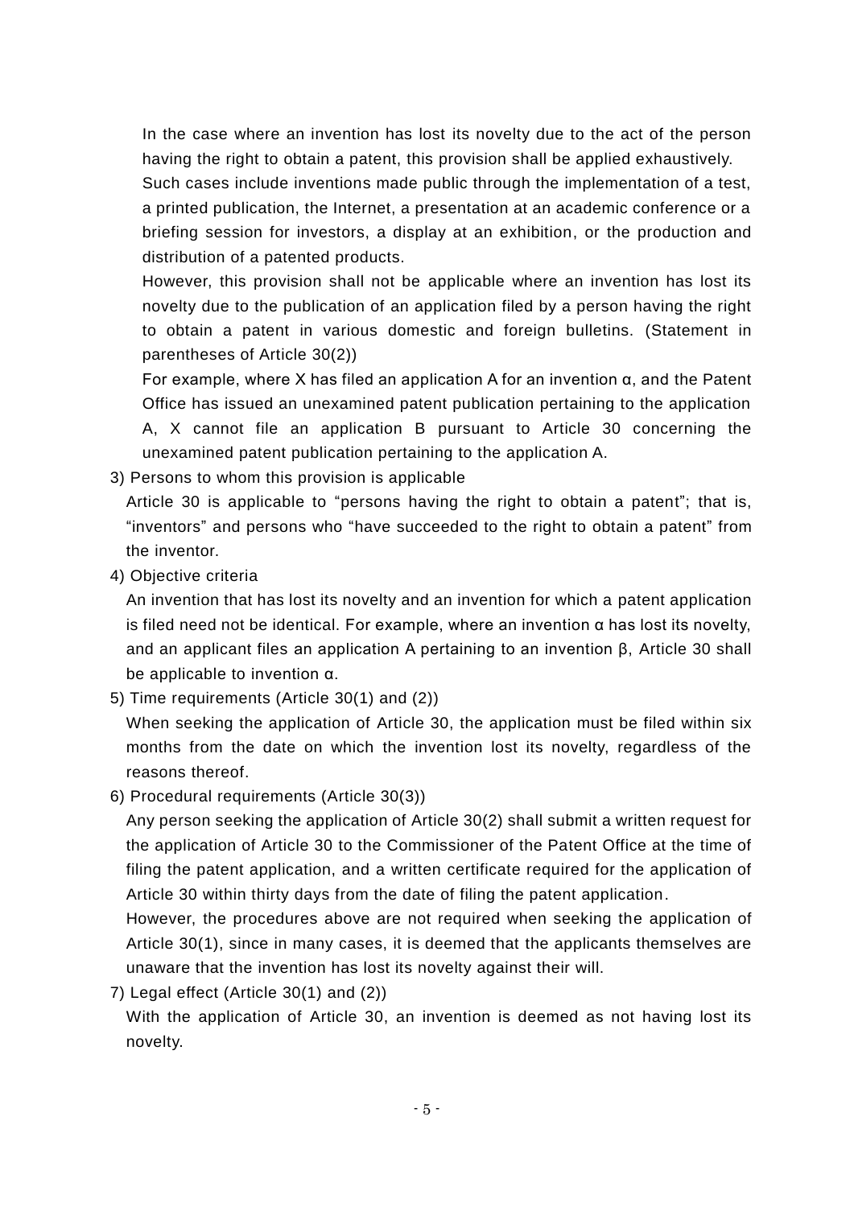In the case where an invention has lost its novelty due to the act of the person having the right to obtain a patent, this provision shall be applied exhaustively.

Such cases include inventions made public through the implementation of a test, a printed publication, the Internet, a presentation at an academic conference or a briefing session for investors, a display at an exhibition, or the production and distribution of a patented products.

However, this provision shall not be applicable where an invention has lost its novelty due to the publication of an application filed by a person having the right to obtain a patent in various domestic and foreign bulletins. (Statement in parentheses of Article 30(2))

For example, where X has filed an application A for an invention α, and the Patent Office has issued an unexamined patent publication pertaining to the application A, X cannot file an application B pursuant to Article 30 concerning the unexamined patent publication pertaining to the application A.

3) Persons to whom this provision is applicable

Article 30 is applicable to "persons having the right to obtain a patent"; that is, "inventors" and persons who "have succeeded to the right to obtain a patent" from the inventor.

4) Objective criteria

An invention that has lost its novelty and an invention for which a patent application is filed need not be identical. For example, where an invention α has lost its novelty, and an applicant files an application A pertaining to an invention β, Article 30 shall be applicable to invention α.

5) Time requirements (Article 30(1) and (2))

When seeking the application of Article 30, the application must be filed within six months from the date on which the invention lost its novelty, regardless of the reasons thereof.

6) Procedural requirements (Article 30(3))

Any person seeking the application of Article 30(2) shall submit a written request for the application of Article 30 to the Commissioner of the Patent Office at the time of filing the patent application, and a written certificate required for the application of Article 30 within thirty days from the date of filing the patent application.

However, the procedures above are not required when seeking the application of Article 30(1), since in many cases, it is deemed that the applicants themselves are unaware that the invention has lost its novelty against their will.

7) Legal effect (Article 30(1) and (2))

With the application of Article 30, an invention is deemed as not having lost its novelty.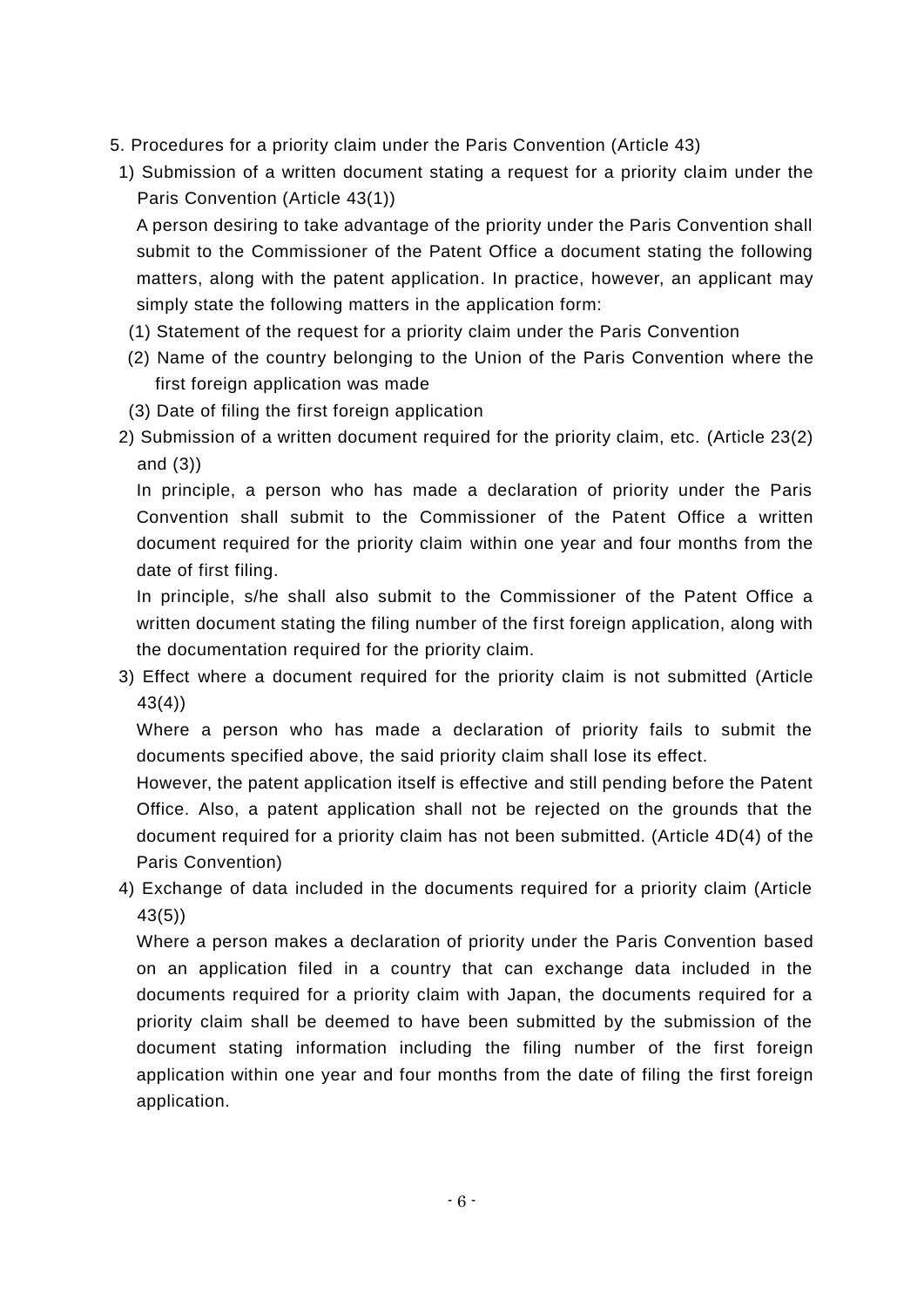## 5. Procedures for a priority claim under the Paris Convention (Article 43)

### 1) Submission of a written document stating a request for a priority claim under the Paris Convention (Article 43(1))

A person desiring to take advantage of the priority under the Paris Convention shall submit to the Commissioner of the Patent Office a document stating the following matters, along with the patent application. In practice, however, an applicant may simply state the following matters in the application form:

(1) Statement of the request for a priority claim under the Paris Convention

(2) Name of the country belonging to the Union of the Paris Convention where the first foreign application was made

(3) Date of filing the first foreign application

### 2) Submission of a written document required for the priority claim, etc. (Article 23(2) and (3))

In principle, a person who has made a declaration of priority under the Paris Convention shall submit to the Commissioner of the Patent Office a written document required for the priority claim within one year and four months from the date of first filing.

In principle, s/he shall also submit to the Commissioner of the Patent Office a written document stating the filing number of the first foreign application, along with the documentation required for the priority claim.

### 3) Effect where a document required for the priority claim is not submitted (Article 43(4))

Where a person who has made a declaration of priority fails to submit the documents specified above, the said priority claim shall lose its effect.

However, the patent application itself is effective and still pending before the Patent Office. Also, a patent application shall not be rejected on the grounds that the document required for a priority claim has not been submitted. (Article 4D(4) of the Paris Convention)

### 4) Exchange of data included in the documents required for a priority claim (Article 43(5))

Where a person makes a declaration of priority under the Paris Convention based on an application filed in a country that can exchange data included in the documents required for a priority claim with Japan, the documents required for a priority claim shall be deemed to have been submitted by the submission of the document stating information including the filing number of the first foreign application within one year and four months from the date of filing the first foreign application.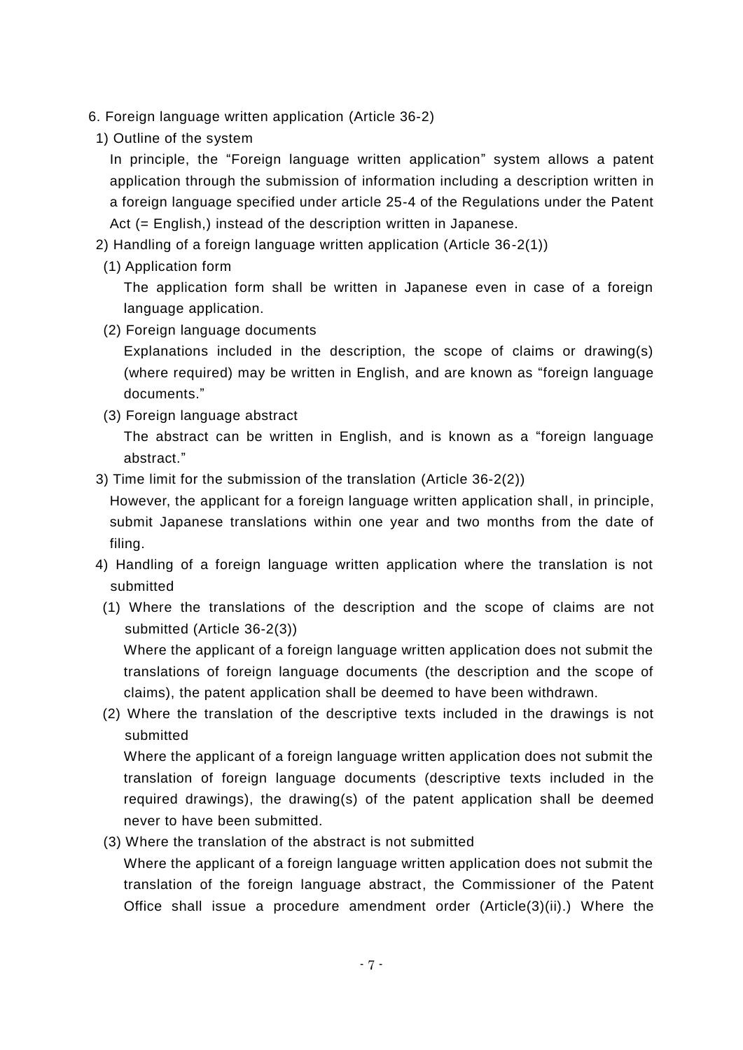6. Foreign language written application (Article 36-2)

1) Outline of the system

In principle, the “Foreign language written application” system allows a patent application through the submission of information including a description written in a foreign language specified under article 25-4 of the Regulations under the Patent Act (= English,) instead of the description written in Japanese.

2) Handling of a foreign language written application (Article 36-2(1))

(1) Application form

The application form shall be written in Japanese even in case of a foreign language application.

(2) Foreign language documents

Explanations included in the description, the scope of claims or drawing(s) (where required) may be written in English, and are known as “foreign language documents.”

(3) Foreign language abstract

The abstract can be written in English, and is known as a “foreign language abstract.”

3) Time limit for the submission of the translation (Article 36-2(2))

However, the applicant for a foreign language written application shall, in principle, submit Japanese translations within one year and two months from the date of filing.

4) Handling of a foreign language written application where the translation is not submitted

(1) Where the translations of the description and the scope of claims are not submitted (Article 36-2(3))

Where the applicant of a foreign language written application does not submit the translations of foreign language documents (the description and the scope of claims), the patent application shall be deemed to have been withdrawn.

(2) Where the translation of the descriptive texts included in the drawings is not submitted

Where the applicant of a foreign language written application does not submit the translation of foreign language documents (descriptive texts included in the required drawings), the drawing(s) of the patent application shall be deemed never to have been submitted.

(3) Where the translation of the abstract is not submitted

Where the applicant of a foreign language written application does not submit the translation of the foreign language abstract, the Commissioner of the Patent Office shall issue a procedure amendment order (Article(3)(ii).) Where the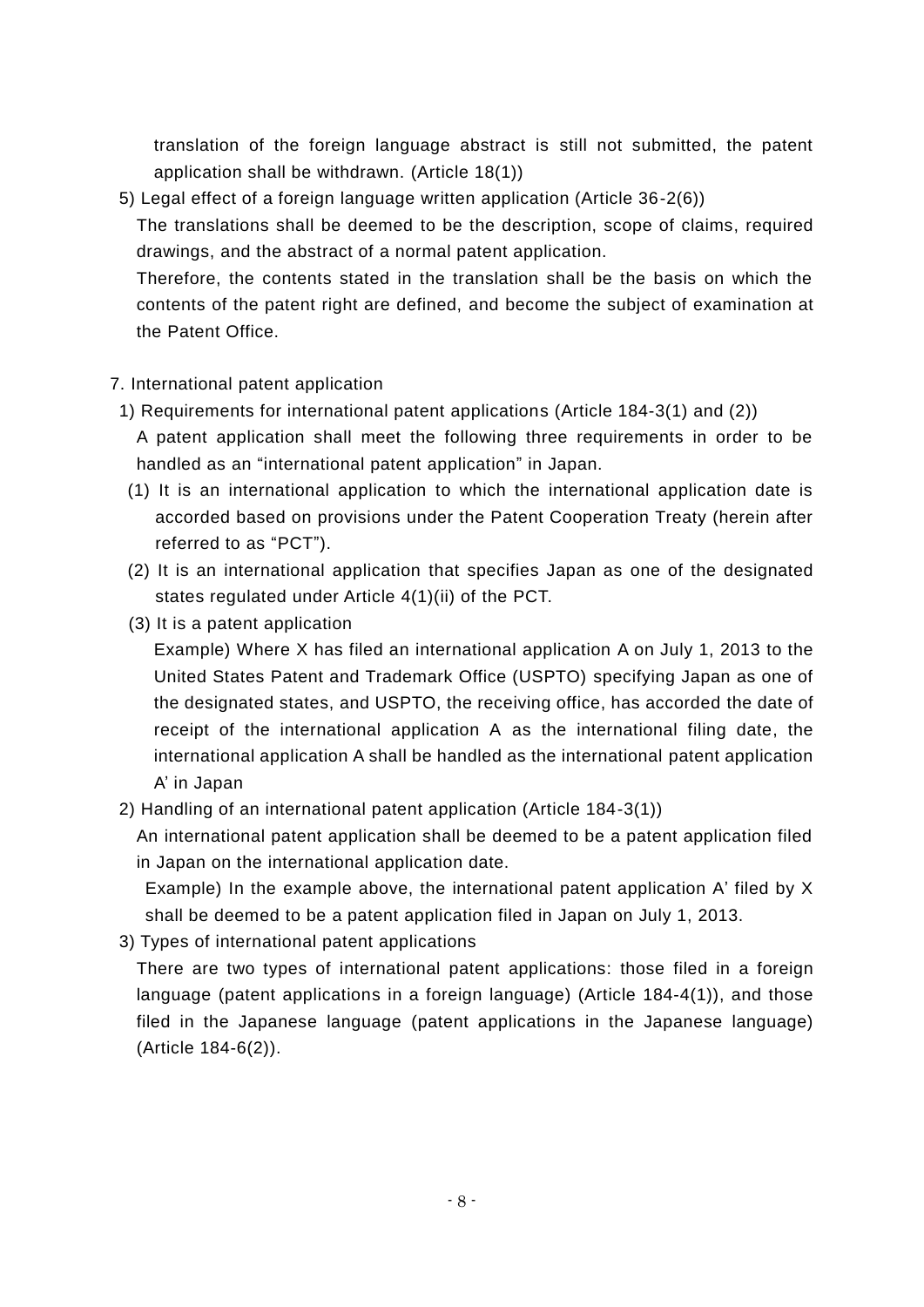translation of the foreign language abstract is still not submitted, the patent application shall be withdrawn. (Article 18(1))

5) Legal effect of a foreign language written application (Article 36-2(6))

The translations shall be deemed to be the description, scope of claims, required drawings, and the abstract of a normal patent application.

Therefore, the contents stated in the translation shall be the basis on which the contents of the patent right are defined, and become the subject of examination at the Patent Office.

## 7. International patent application

1) Requirements for international patent applications (Article 184-3(1) and (2))

A patent application shall meet the following three requirements in order to be handled as an "international patent application" in Japan.

(1) It is an international application to which the international application date is accorded based on provisions under the Patent Cooperation Treaty (herein after referred to as "PCT").

(2) It is an international application that specifies Japan as one of the designated states regulated under Article 4(1)(ii) of the PCT.

(3) It is a patent application

Example) Where X has filed an international application A on July 1, 2013 to the United States Patent and Trademark Office (USPTO) specifying Japan as one of the designated states, and USPTO, the receiving office, has accorded the date of receipt of the international application A as the international filing date, the international application A shall be handled as the international patent application A' in Japan

2) Handling of an international patent application (Article 184-3(1))

An international patent application shall be deemed to be a patent application filed in Japan on the international application date.

Example) In the example above, the international patent application A' filed by X shall be deemed to be a patent application filed in Japan on July 1, 2013.

3) Types of international patent applications

There are two types of international patent applications: those filed in a foreign language (patent applications in a foreign language) (Article 184-4(1)), and those filed in the Japanese language (patent applications in the Japanese language) (Article 184-6(2)).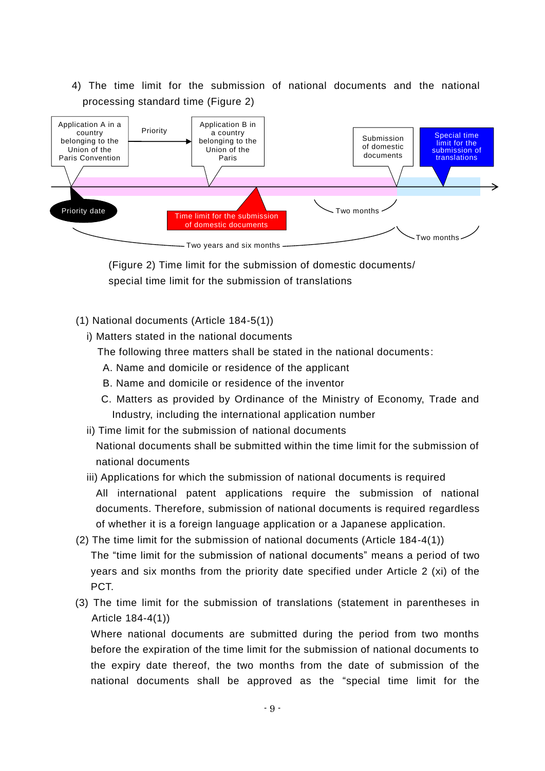4) The time limit for the submission of national documents and the national processing standard time (Figure 2)

Application A in a country belonging to the Union of the Paris Convention — Priority → Application B in a country belonging to the Union of the Paris

Submission of domestic documents

Special time limit for the submission of translations

Priority date

Time limit for the submission of domestic documents

Two months

Two months

Two years and six months

(Figure 2) Time limit for the submission of domestic documents/ special time limit for the submission of translations

(1) National documents (Article 184-5(1))

i) Matters stated in the national documents

The following three matters shall be stated in the national documents:

A. Name and domicile or residence of the applicant

B. Name and domicile or residence of the inventor

C. Matters as provided by Ordinance of the Ministry of Economy, Trade and Industry, including the international application number

ii) Time limit for the submission of national documents

National documents shall be submitted within the time limit for the submission of national documents

iii) Applications for which the submission of national documents is required

All international patent applications require the submission of national documents. Therefore, submission of national documents is required regardless of whether it is a foreign language application or a Japanese application.

(2) The time limit for the submission of national documents (Article 184-4(1))

The "time limit for the submission of national documents" means a period of two years and six months from the priority date specified under Article 2 (xi) of the PCT.

(3) The time limit for the submission of translations (statement in parentheses in Article 184-4(1))

Where national documents are submitted during the period from two months before the expiration of the time limit for the submission of national documents to the expiry date thereof, the two months from the date of submission of the national documents shall be approved as the "special time limit for the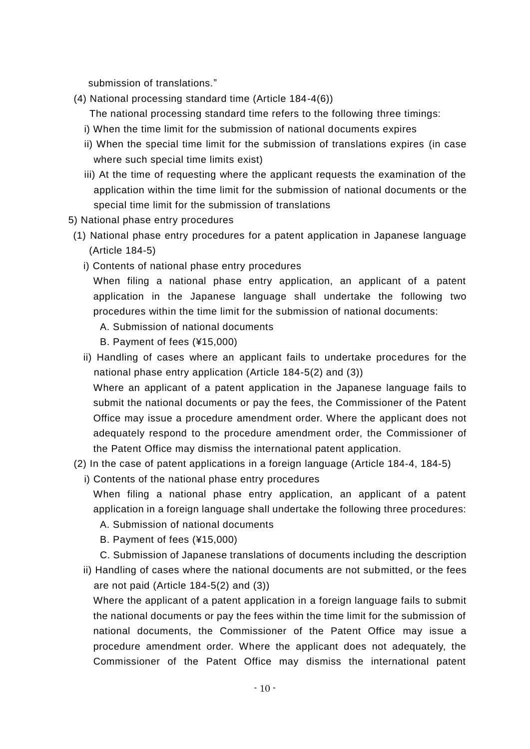submission of translations."

(4) National processing standard time (Article 184-4(6))

The national processing standard time refers to the following three timings:

i) When the time limit for the submission of national documents expires

ii) When the special time limit for the submission of translations expires (in case where such special time limits exist)

iii) At the time of requesting where the applicant requests the examination of the application within the time limit for the submission of national documents or the special time limit for the submission of translations

5) National phase entry procedures

(1) National phase entry procedures for a patent application in Japanese language (Article 184-5)

i) Contents of national phase entry procedures

When filing a national phase entry application, an applicant of a patent application in the Japanese language shall undertake the following two procedures within the time limit for the submission of national documents:

A. Submission of national documents

B. Payment of fees (¥15,000)

ii) Handling of cases where an applicant fails to undertake procedures for the national phase entry application (Article 184-5(2) and (3))

Where an applicant of a patent application in the Japanese language fails to submit the national documents or pay the fees, the Commissioner of the Patent Office may issue a procedure amendment order. Where the applicant does not adequately respond to the procedure amendment order, the Commissioner of the Patent Office may dismiss the international patent application.

(2) In the case of patent applications in a foreign language (Article 184-4, 184-5)

i) Contents of the national phase entry procedures

When filing a national phase entry application, an applicant of a patent application in a foreign language shall undertake the following three procedures:

A. Submission of national documents

B. Payment of fees (¥15,000)

C. Submission of Japanese translations of documents including the description

ii) Handling of cases where the national documents are not submitted, or the fees are not paid (Article 184-5(2) and (3))

Where the applicant of a patent application in a foreign language fails to submit the national documents or pay the fees within the time limit for the submission of national documents, the Commissioner of the Patent Office may issue a procedure amendment order. Where the applicant does not adequately, the Commissioner of the Patent Office may dismiss the international patent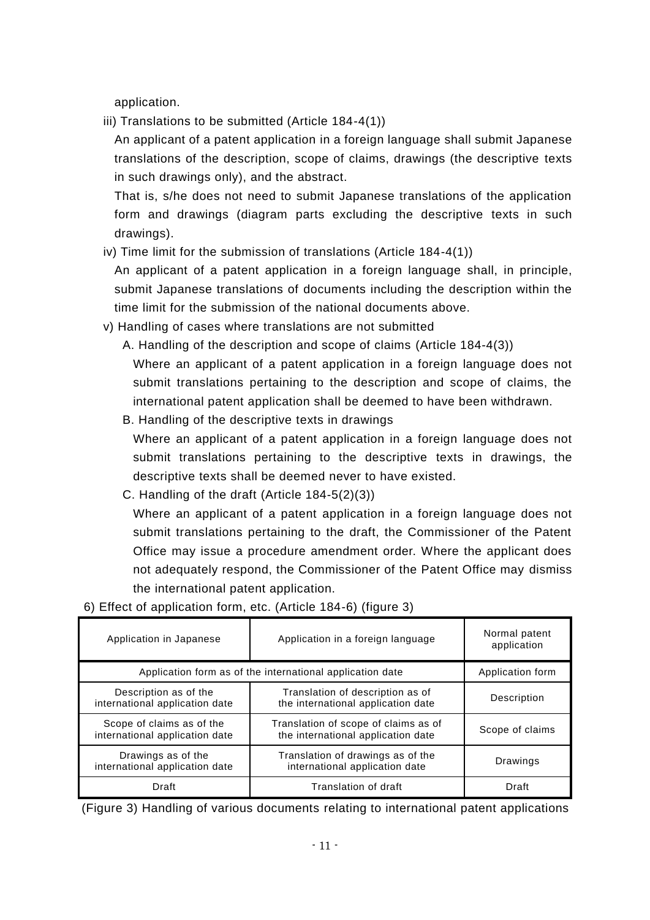application.

iii) Translations to be submitted (Article 184-4(1))

An applicant of a patent application in a foreign language shall submit Japanese translations of the description, scope of claims, drawings (the descriptive texts in such drawings only), and the abstract.

That is, s/he does not need to submit Japanese translations of the application form and drawings (diagram parts excluding the descriptive texts in such drawings).

iv) Time limit for the submission of translations (Article 184-4(1))

An applicant of a patent application in a foreign language shall, in principle, submit Japanese translations of documents including the description within the time limit for the submission of the national documents above.

v) Handling of cases where translations are not submitted

A. Handling of the description and scope of claims (Article 184-4(3))

Where an applicant of a patent application in a foreign language does not submit translations pertaining to the description and scope of claims, the international patent application shall be deemed to have been withdrawn.

B. Handling of the descriptive texts in drawings

Where an applicant of a patent application in a foreign language does not submit translations pertaining to the descriptive texts in drawings, the descriptive texts shall be deemed never to have existed.

C. Handling of the draft (Article 184-5(2)(3))

Where an applicant of a patent application in a foreign language does not submit translations pertaining to the draft, the Commissioner of the Patent Office may issue a procedure amendment order. Where the applicant does not adequately respond, the Commissioner of the Patent Office may dismiss the international patent application.

6) Effect of application form, etc. (Article 184-6) (figure 3)

| Application in Japanese | Application in a foreign language | Normal patent application |
|---|---|---|
| Application form as of the international application date | | Application form |
| Description as of the international application date | Translation of description as of the international application date | Description |
| Scope of claims as of the international application date | Translation of scope of claims as of the international application date | Scope of claims |
| Drawings as of the international application date | Translation of drawings as of the international application date | Drawings |
| Draft | Translation of draft | Draft |

(Figure 3) Handling of various documents relating to international patent applications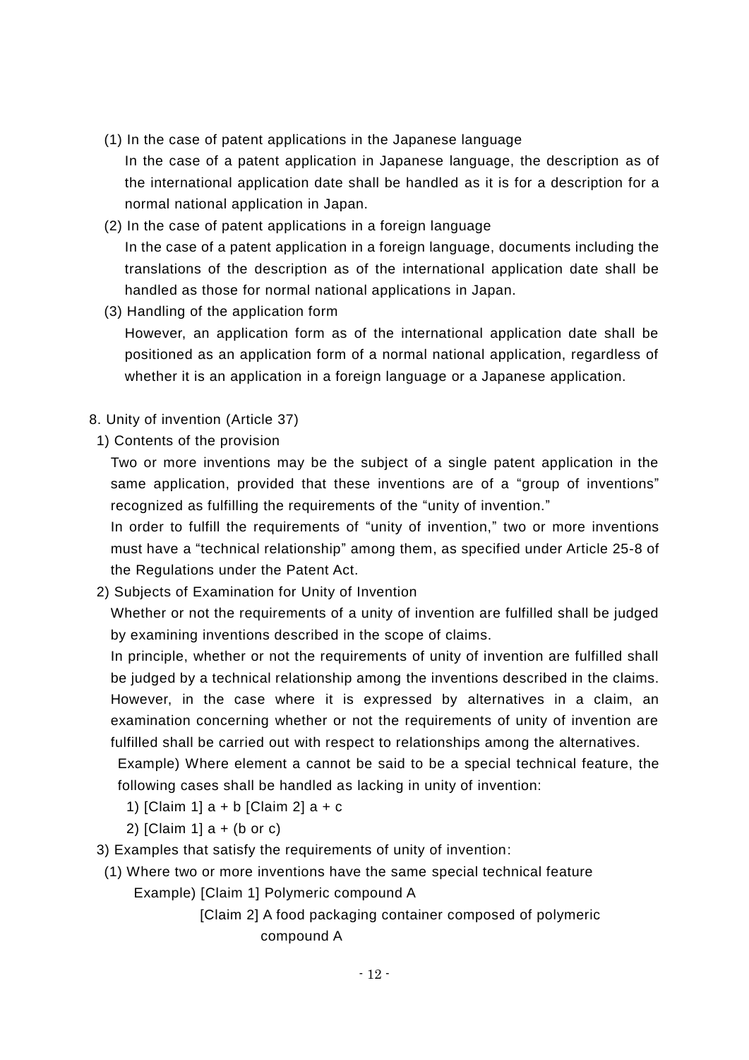(1) In the case of patent applications in the Japanese language

In the case of a patent application in Japanese language, the description as of the international application date shall be handled as it is for a description for a normal national application in Japan.

(2) In the case of patent applications in a foreign language

In the case of a patent application in a foreign language, documents including the translations of the description as of the international application date shall be handled as those for normal national applications in Japan.

(3) Handling of the application form

However, an application form as of the international application date shall be positioned as an application form of a normal national application, regardless of whether it is an application in a foreign language or a Japanese application.

8. Unity of invention (Article 37)

1) Contents of the provision

Two or more inventions may be the subject of a single patent application in the same application, provided that these inventions are of a "group of inventions" recognized as fulfilling the requirements of the "unity of invention."

In order to fulfill the requirements of "unity of invention," two or more inventions must have a "technical relationship" among them, as specified under Article 25-8 of the Regulations under the Patent Act.

2) Subjects of Examination for Unity of Invention

Whether or not the requirements of a unity of invention are fulfilled shall be judged by examining inventions described in the scope of claims.

In principle, whether or not the requirements of unity of invention are fulfilled shall be judged by a technical relationship among the inventions described in the claims. However, in the case where it is expressed by alternatives in a claim, an examination concerning whether or not the requirements of unity of invention are fulfilled shall be carried out with respect to relationships among the alternatives.

Example) Where element a cannot be said to be a special technical feature, the following cases shall be handled as lacking in unity of invention:

1) [Claim 1] a + b [Claim 2] a + c

2) [Claim 1] a + (b or c)

3) Examples that satisfy the requirements of unity of invention:

(1) Where two or more inventions have the same special technical feature

Example) [Claim 1] Polymeric compound A

[Claim 2] A food packaging container composed of polymeric compound A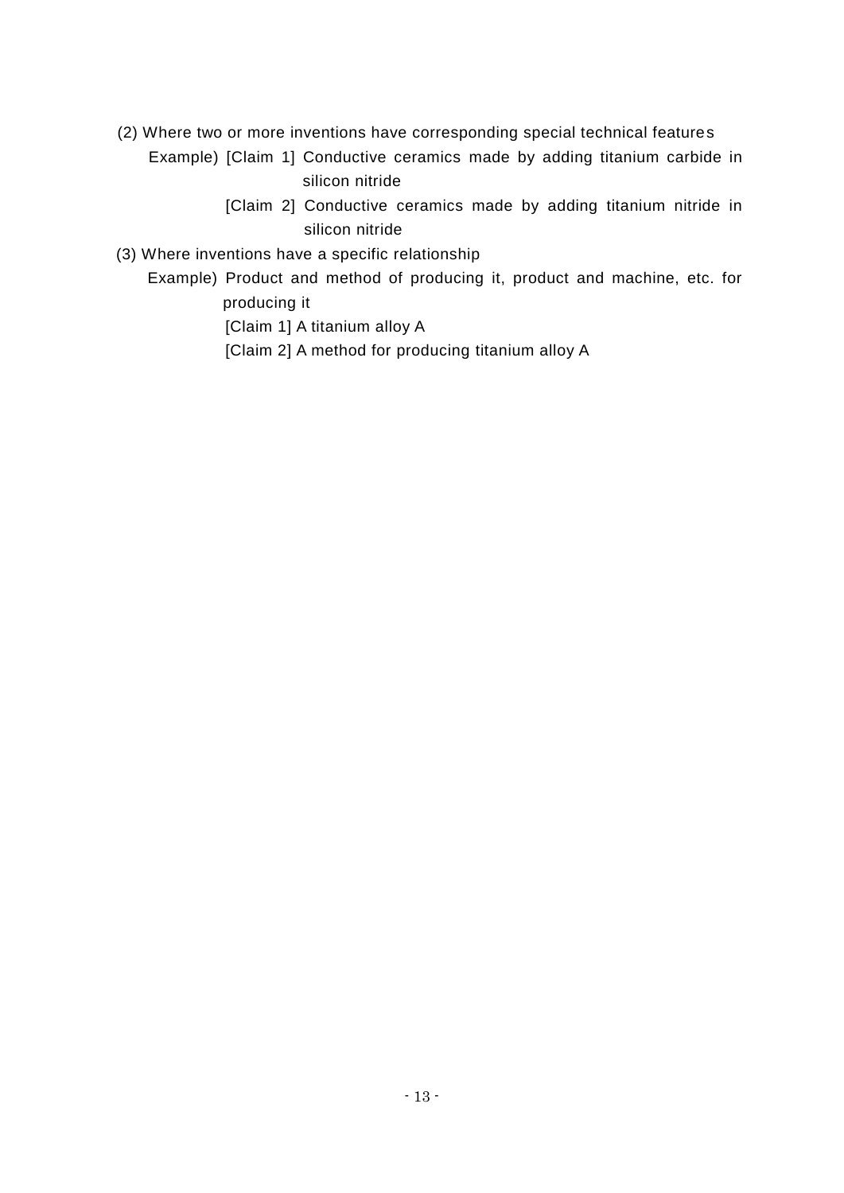(2) Where two or more inventions have corresponding special technical features

Example) [Claim 1] Conductive ceramics made by adding titanium carbide in silicon nitride

[Claim 2] Conductive ceramics made by adding titanium nitride in silicon nitride

(3) Where inventions have a specific relationship

Example) Product and method of producing it, product and machine, etc. for producing it

[Claim 1] A titanium alloy A

[Claim 2] A method for producing titanium alloy A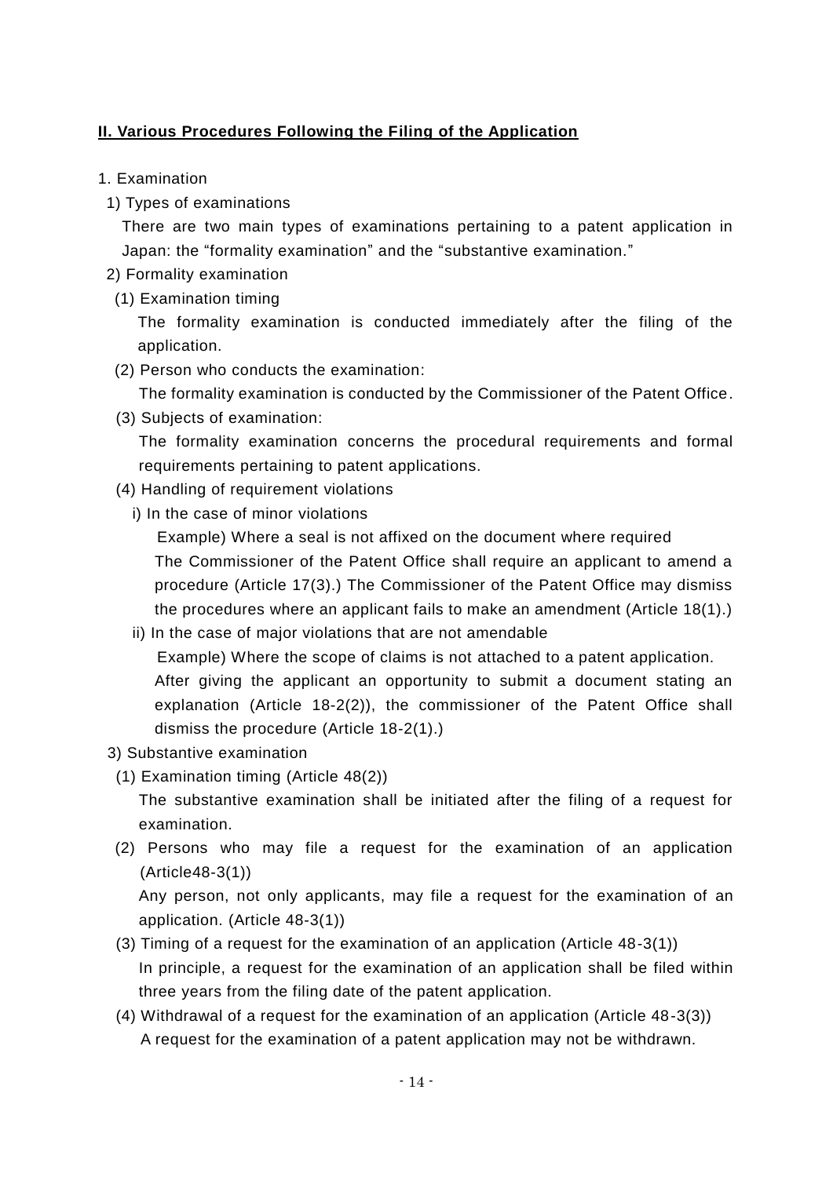## II. Various Procedures Following the Filing of the Application

1. Examination

1) Types of examinations

There are two main types of examinations pertaining to a patent application in Japan: the "formality examination" and the "substantive examination."

2) Formality examination

(1) Examination timing

The formality examination is conducted immediately after the filing of the application.

(2) Person who conducts the examination:

The formality examination is conducted by the Commissioner of the Patent Office.

(3) Subjects of examination:

The formality examination concerns the procedural requirements and formal requirements pertaining to patent applications.

(4) Handling of requirement violations

i) In the case of minor violations

Example) Where a seal is not affixed on the document where required

The Commissioner of the Patent Office shall require an applicant to amend a procedure (Article 17(3).) The Commissioner of the Patent Office may dismiss the procedures where an applicant fails to make an amendment (Article 18(1).)

ii) In the case of major violations that are not amendable

Example) Where the scope of claims is not attached to a patent application.

After giving the applicant an opportunity to submit a document stating an explanation (Article 18-2(2)), the commissioner of the Patent Office shall dismiss the procedure (Article 18-2(1).)

3) Substantive examination

(1) Examination timing (Article 48(2))

The substantive examination shall be initiated after the filing of a request for examination.

(2) Persons who may file a request for the examination of an application (Article48-3(1))

Any person, not only applicants, may file a request for the examination of an application. (Article 48-3(1))

(3) Timing of a request for the examination of an application (Article 48-3(1))

In principle, a request for the examination of an application shall be filed within three years from the filing date of the patent application.

(4) Withdrawal of a request for the examination of an application (Article 48-3(3))

A request for the examination of a patent application may not be withdrawn.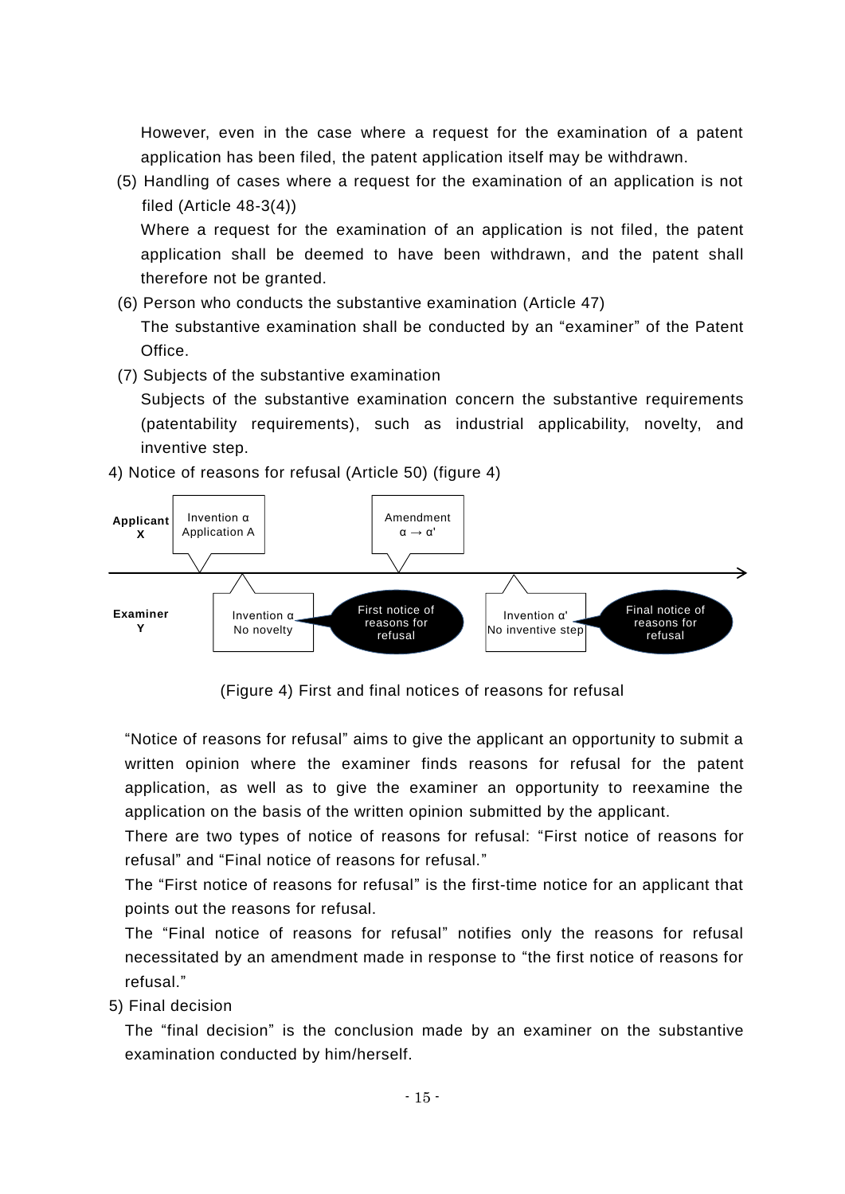However, even in the case where a request for the examination of a patent application has been filed, the patent application itself may be withdrawn.

(5) Handling of cases where a request for the examination of an application is not filed (Article 48-3(4))

Where a request for the examination of an application is not filed, the patent application shall be deemed to have been withdrawn, and the patent shall therefore not be granted.

(6) Person who conducts the substantive examination (Article 47)

The substantive examination shall be conducted by an "examiner" of the Patent Office.

(7) Subjects of the substantive examination

Subjects of the substantive examination concern the substantive requirements (patentability requirements), such as industrial applicability, novelty, and inventive step.

4) Notice of reasons for refusal (Article 50) (figure 4)

**Applicant X**: Invention α / Application A → Amendment α → α'

**Examiner Y**: Invention α / No novelty → First notice of reasons for refusal → Invention α' / No inventive step → Final notice of reasons for refusal

(Figure 4) First and final notices of reasons for refusal

"Notice of reasons for refusal" aims to give the applicant an opportunity to submit a written opinion where the examiner finds reasons for refusal for the patent application, as well as to give the examiner an opportunity to reexamine the application on the basis of the written opinion submitted by the applicant.

There are two types of notice of reasons for refusal: "First notice of reasons for refusal" and "Final notice of reasons for refusal."

The "First notice of reasons for refusal" is the first-time notice for an applicant that points out the reasons for refusal.

The "Final notice of reasons for refusal" notifies only the reasons for refusal necessitated by an amendment made in response to "the first notice of reasons for refusal."

5) Final decision

The "final decision" is the conclusion made by an examiner on the substantive examination conducted by him/herself.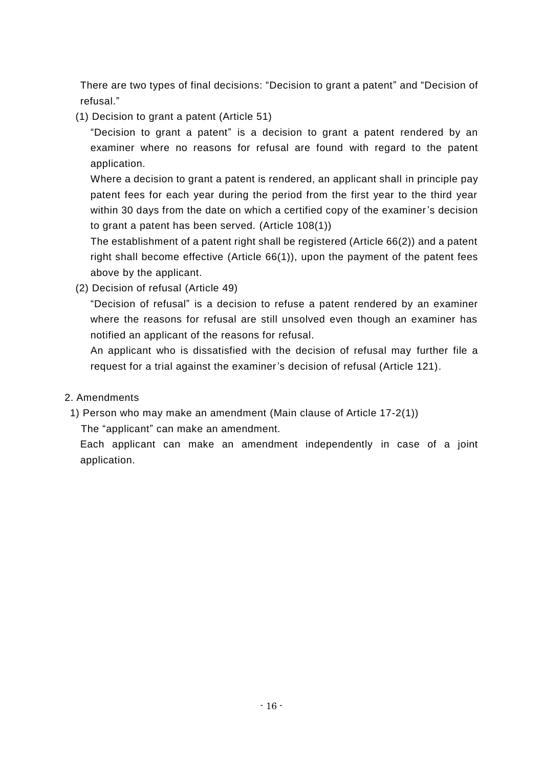There are two types of final decisions: "Decision to grant a patent" and "Decision of refusal."

(1) Decision to grant a patent (Article 51)

"Decision to grant a patent" is a decision to grant a patent rendered by an examiner where no reasons for refusal are found with regard to the patent application.

Where a decision to grant a patent is rendered, an applicant shall in principle pay patent fees for each year during the period from the first year to the third year within 30 days from the date on which a certified copy of the examiner's decision to grant a patent has been served. (Article 108(1))

The establishment of a patent right shall be registered (Article 66(2)) and a patent right shall become effective (Article 66(1)), upon the payment of the patent fees above by the applicant.

(2) Decision of refusal (Article 49)

"Decision of refusal" is a decision to refuse a patent rendered by an examiner where the reasons for refusal are still unsolved even though an examiner has notified an applicant of the reasons for refusal.

An applicant who is dissatisfied with the decision of refusal may further file a request for a trial against the examiner's decision of refusal (Article 121).

## 2. Amendments

1) Person who may make an amendment (Main clause of Article 17-2(1))

The "applicant" can make an amendment.

Each applicant can make an amendment independently in case of a joint application.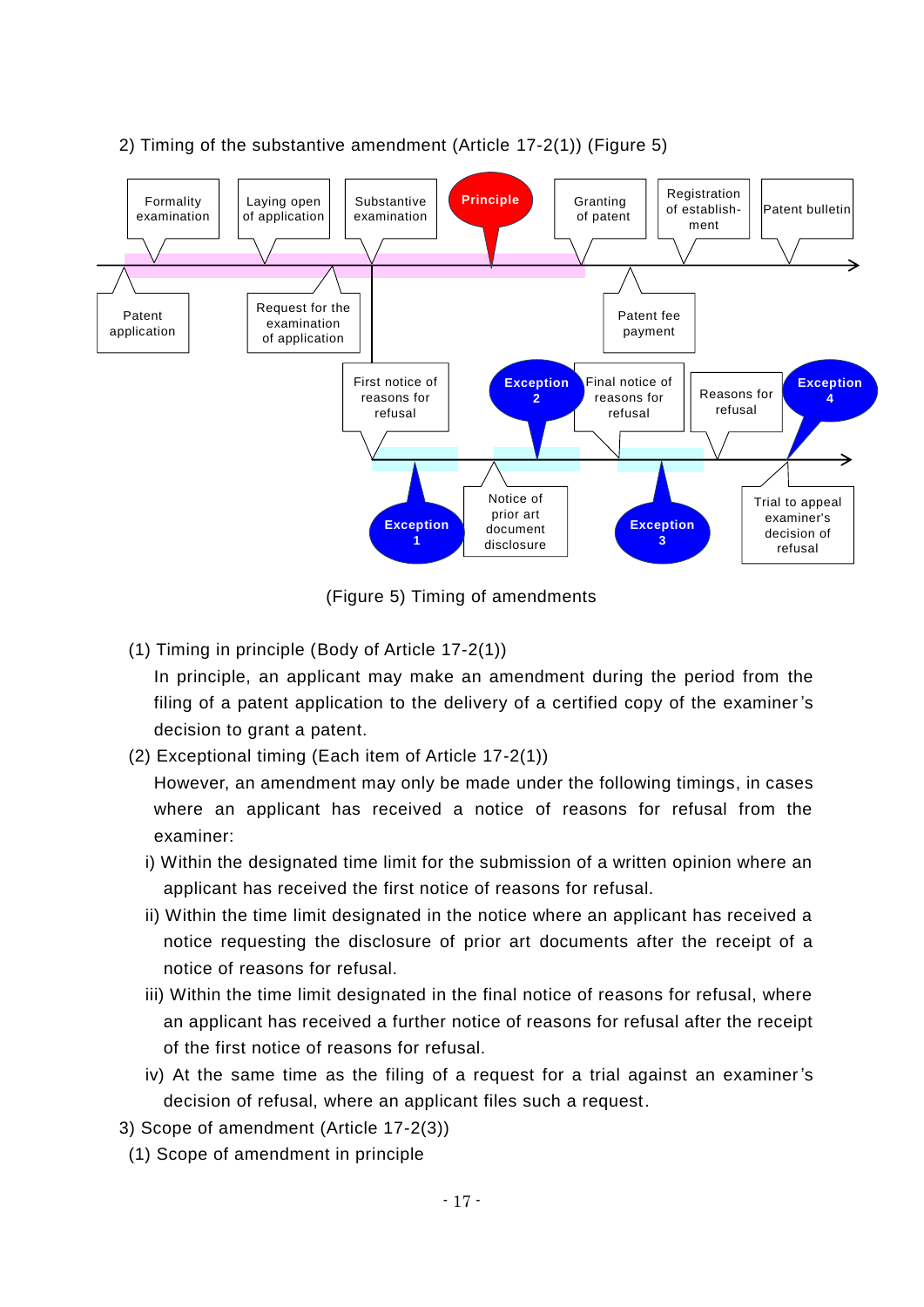2) Timing of the substantive amendment (Article 17-2(1)) (Figure 5)

Formality examination | Laying open of application | Substantive examination | Principle | Granting of patent | Registration of establishment | Patent bulletin

Patent application | Request for the examination of application | Patent fee payment

First notice of reasons for refusal | Exception 2 | Final notice of reasons for refusal | Reasons for refusal | Exception 4

Exception 1 | Notice of prior art document disclosure | Exception 3 | Trial to appeal examiner's decision of refusal

(Figure 5) Timing of amendments

(1) Timing in principle (Body of Article 17-2(1))

In principle, an applicant may make an amendment during the period from the filing of a patent application to the delivery of a certified copy of the examiner's decision to grant a patent.

(2) Exceptional timing (Each item of Article 17-2(1))

However, an amendment may only be made under the following timings, in cases where an applicant has received a notice of reasons for refusal from the examiner:

i) Within the designated time limit for the submission of a written opinion where an applicant has received the first notice of reasons for refusal.

ii) Within the time limit designated in the notice where an applicant has received a notice requesting the disclosure of prior art documents after the receipt of a notice of reasons for refusal.

iii) Within the time limit designated in the final notice of reasons for refusal, where an applicant has received a further notice of reasons for refusal after the receipt of the first notice of reasons for refusal.

iv) At the same time as the filing of a request for a trial against an examiner's decision of refusal, where an applicant files such a request.

3) Scope of amendment (Article 17-2(3))

(1) Scope of amendment in principle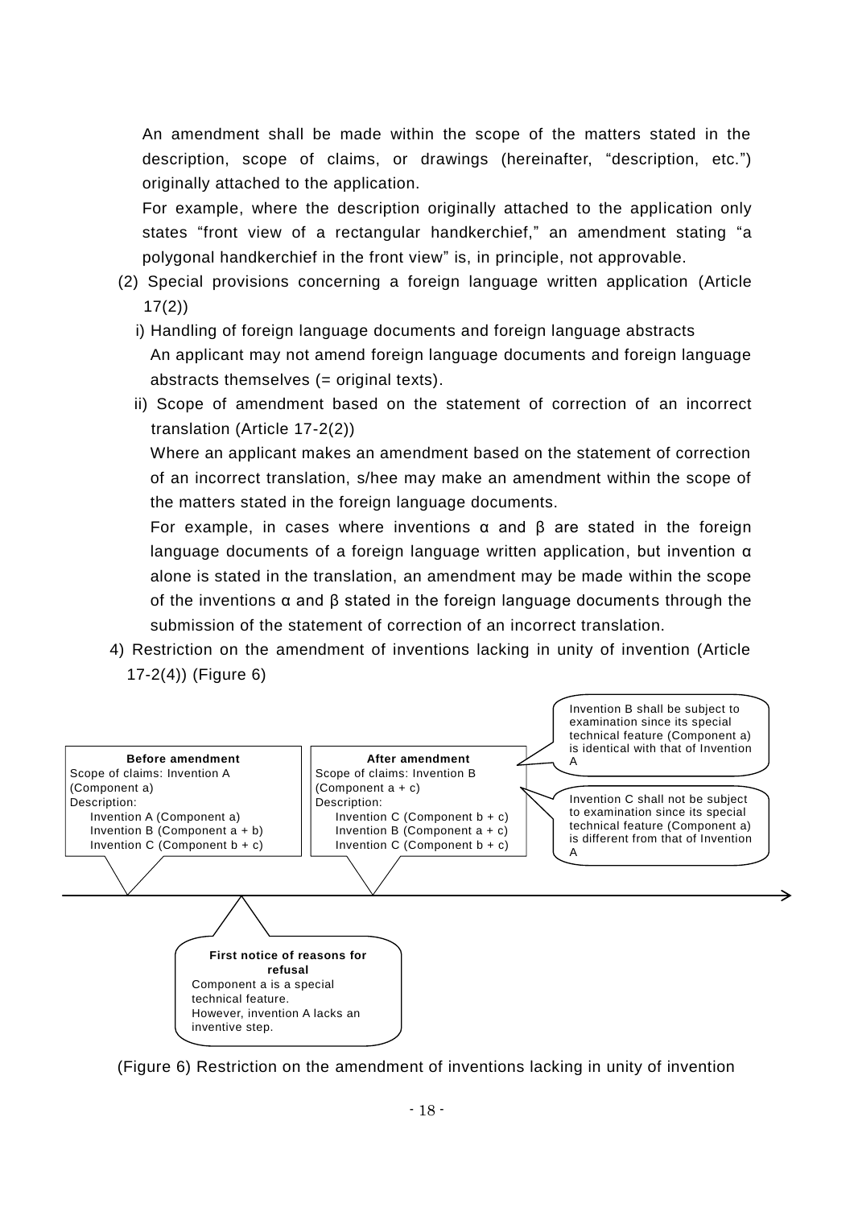An amendment shall be made within the scope of the matters stated in the description, scope of claims, or drawings (hereinafter, "description, etc.") originally attached to the application.

For example, where the description originally attached to the application only states "front view of a rectangular handkerchief," an amendment stating "a polygonal handkerchief in the front view" is, in principle, not approvable.

(2) Special provisions concerning a foreign language written application (Article 17(2))

i) Handling of foreign language documents and foreign language abstracts

An applicant may not amend foreign language documents and foreign language abstracts themselves (= original texts).

ii) Scope of amendment based on the statement of correction of an incorrect translation (Article 17-2(2))

Where an applicant makes an amendment based on the statement of correction of an incorrect translation, s/hee may make an amendment within the scope of the matters stated in the foreign language documents.

For example, in cases where inventions α and β are stated in the foreign language documents of a foreign language written application, but invention α alone is stated in the translation, an amendment may be made within the scope of the inventions α and β stated in the foreign language documents through the submission of the statement of correction of an incorrect translation.

4) Restriction on the amendment of inventions lacking in unity of invention (Article 17-2(4)) (Figure 6)

**Before amendment**
Scope of claims: Invention A (Component a)
Description:
Invention A (Component a)
Invention B (Component a + b)
Invention C (Component b + c)

**First notice of reasons for refusal**
Component a is a special technical feature.
However, invention A lacks an inventive step.

**After amendment**
Scope of claims: Invention B (Component a + c)
Description:
Invention C (Component b + c)
Invention B (Component a + c)
Invention C (Component b + c)

Invention B shall be subject to examination since its special technical feature (Component a) is identical with that of Invention A

Invention C shall not be subject to examination since its special technical feature (Component a) is different from that of Invention A

(Figure 6) Restriction on the amendment of inventions lacking in unity of invention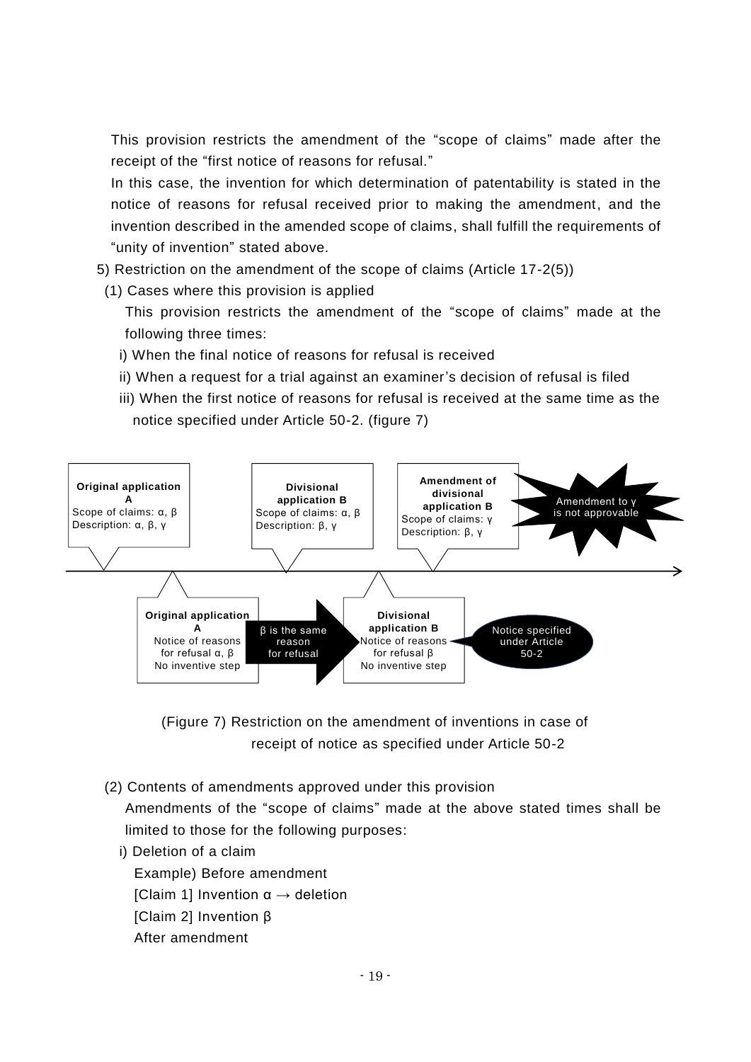This provision restricts the amendment of the "scope of claims" made after the receipt of the "first notice of reasons for refusal."

In this case, the invention for which determination of patentability is stated in the notice of reasons for refusal received prior to making the amendment, and the invention described in the amended scope of claims, shall fulfill the requirements of "unity of invention" stated above.

5) Restriction on the amendment of the scope of claims (Article 17-2(5))

(1) Cases where this provision is applied

This provision restricts the amendment of the "scope of claims" made at the following three times:

i) When the final notice of reasons for refusal is received

ii) When a request for a trial against an examiner's decision of refusal is filed

iii) When the first notice of reasons for refusal is received at the same time as the notice specified under Article 50-2. (figure 7)

**Original application A**
Scope of claims: α, β
Description: α, β, γ

**Divisional application B**
Scope of claims: α, β
Description: β, γ

**Amendment of divisional application B**
Scope of claims: γ
Description: β, γ

Amendment to γ is not approvable

**Original application A**
Notice of reasons for refusal α, β
No inventive step

β is the same reason for refusal

**Divisional application B**
Notice of reasons for refusal β
No inventive step

Notice specified under Article 50-2

(Figure 7) Restriction on the amendment of inventions in case of receipt of notice as specified under Article 50-2

(2) Contents of amendments approved under this provision

Amendments of the "scope of claims" made at the above stated times shall be limited to those for the following purposes:

i) Deletion of a claim

Example) Before amendment

[Claim 1] Invention α → deletion

[Claim 2] Invention β

After amendment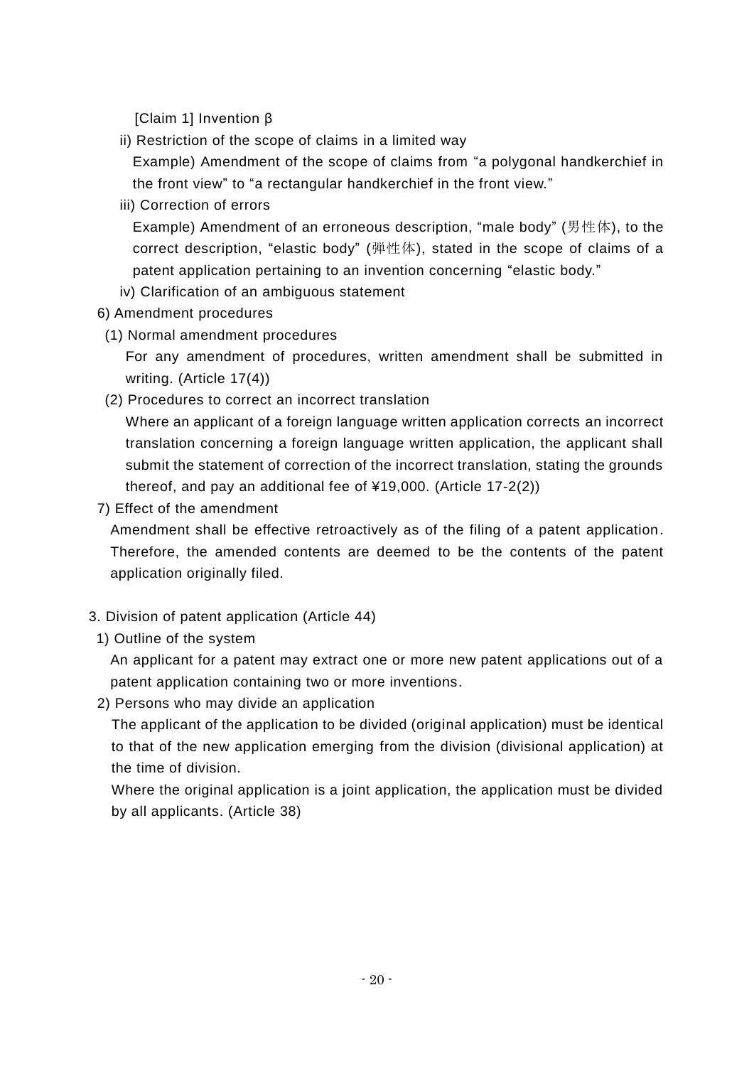[Claim 1] Invention β

ii) Restriction of the scope of claims in a limited way

Example) Amendment of the scope of claims from “a polygonal handkerchief in the front view” to “a rectangular handkerchief in the front view.”

iii) Correction of errors

Example) Amendment of an erroneous description, “male body” (男性体), to the correct description, “elastic body” (弾性体), stated in the scope of claims of a patent application pertaining to an invention concerning “elastic body.”

iv) Clarification of an ambiguous statement

6) Amendment procedures

(1) Normal amendment procedures

For any amendment of procedures, written amendment shall be submitted in writing. (Article 17(4))

(2) Procedures to correct an incorrect translation

Where an applicant of a foreign language written application corrects an incorrect translation concerning a foreign language written application, the applicant shall submit the statement of correction of the incorrect translation, stating the grounds thereof, and pay an additional fee of ¥19,000. (Article 17-2(2))

7) Effect of the amendment

Amendment shall be effective retroactively as of the filing of a patent application. Therefore, the amended contents are deemed to be the contents of the patent application originally filed.

3. Division of patent application (Article 44)

1) Outline of the system

An applicant for a patent may extract one or more new patent applications out of a patent application containing two or more inventions.

2) Persons who may divide an application

The applicant of the application to be divided (original application) must be identical to that of the new application emerging from the division (divisional application) at the time of division.

Where the original application is a joint application, the application must be divided by all applicants. (Article 38)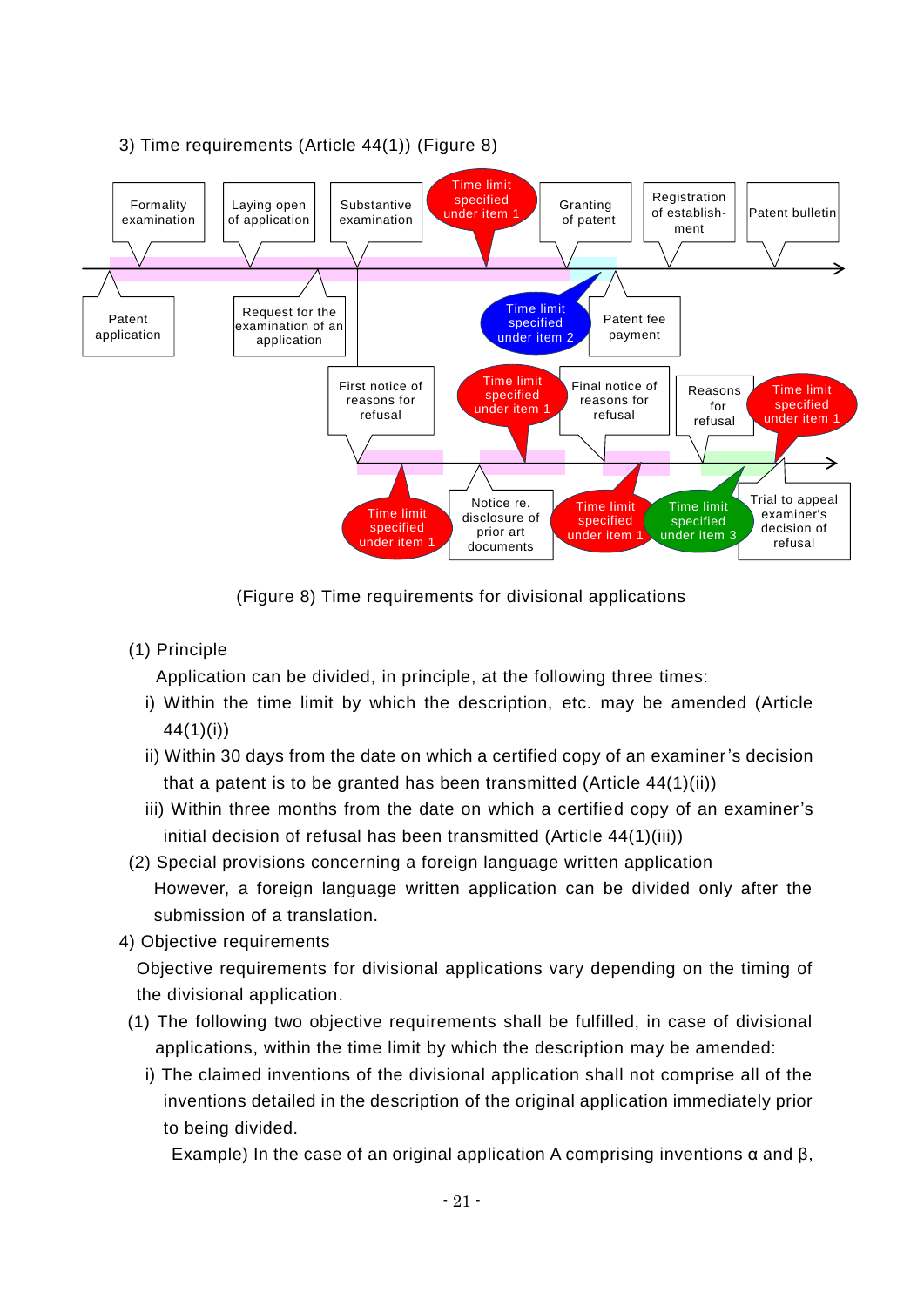3) Time requirements (Article 44(1)) (Figure 8)

Formality examination | Laying open of application | Substantive examination | Time limit specified under item 1 | Granting of patent | Registration of establishment | Patent bulletin

Patent application | Request for the examination of an application | Time limit specified under item 2 | Patent fee payment

First notice of reasons for refusal | Time limit specified under item 1 | Final notice of reasons for refusal | Reasons for refusal | Time limit specified under item 1

Time limit specified under item 1 | Notice re. disclosure of prior art documents | Time limit specified under item 1 | Time limit specified under item 3 | Trial to appeal examiner's decision of refusal

(Figure 8) Time requirements for divisional applications

(1) Principle

Application can be divided, in principle, at the following three times:

i) Within the time limit by which the description, etc. may be amended (Article 44(1)(i))

ii) Within 30 days from the date on which a certified copy of an examiner's decision that a patent is to be granted has been transmitted (Article 44(1)(ii))

iii) Within three months from the date on which a certified copy of an examiner's initial decision of refusal has been transmitted (Article 44(1)(iii))

(2) Special provisions concerning a foreign language written application

However, a foreign language written application can be divided only after the submission of a translation.

4) Objective requirements

Objective requirements for divisional applications vary depending on the timing of the divisional application.

(1) The following two objective requirements shall be fulfilled, in case of divisional applications, within the time limit by which the description may be amended:

i) The claimed inventions of the divisional application shall not comprise all of the inventions detailed in the description of the original application immediately prior to being divided.

Example) In the case of an original application A comprising inventions α and β,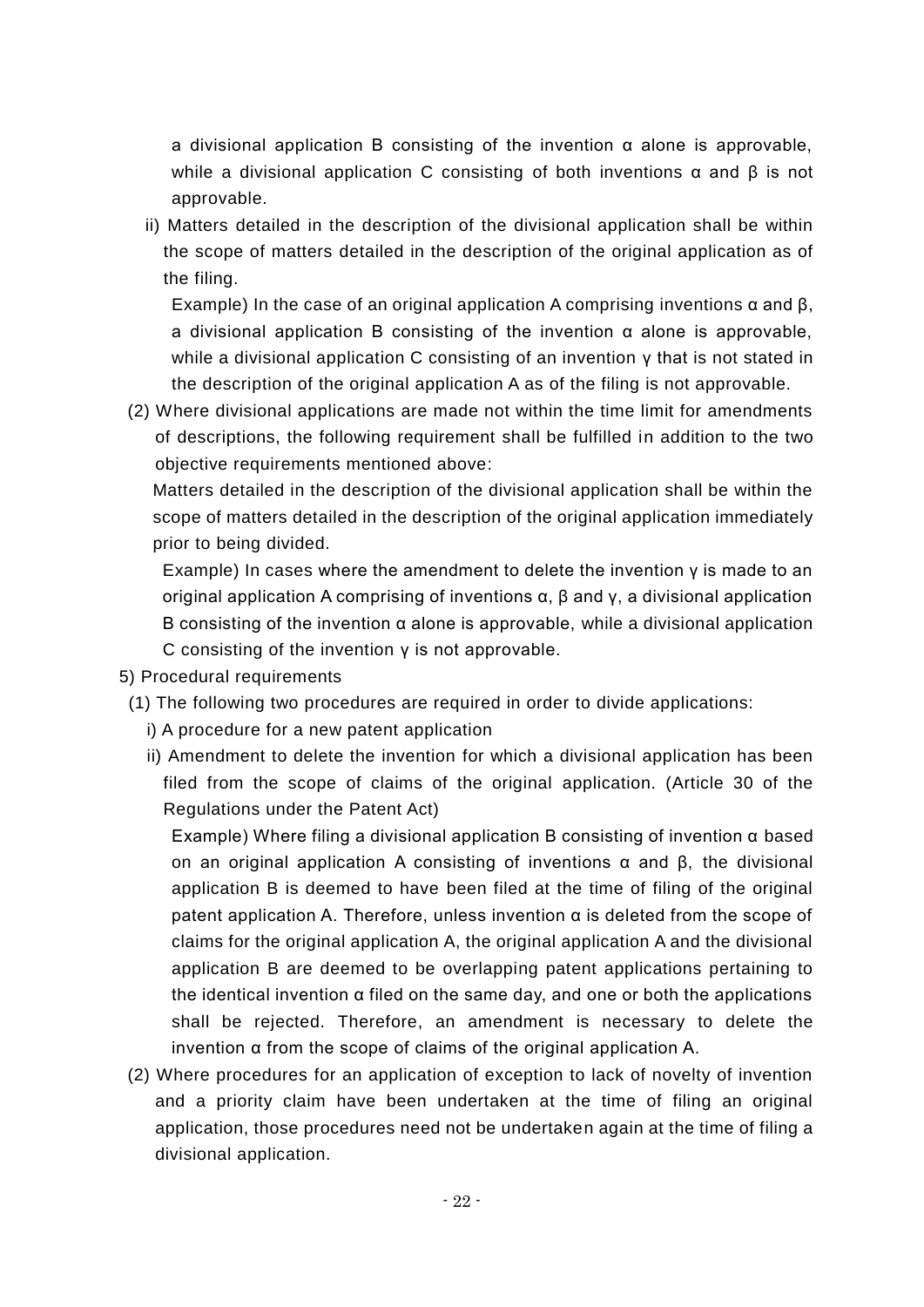a divisional application B consisting of the invention α alone is approvable, while a divisional application C consisting of both inventions α and β is not approvable.

ii) Matters detailed in the description of the divisional application shall be within the scope of matters detailed in the description of the original application as of the filing.

Example) In the case of an original application A comprising inventions α and β, a divisional application B consisting of the invention α alone is approvable, while a divisional application C consisting of an invention γ that is not stated in the description of the original application A as of the filing is not approvable.

(2) Where divisional applications are made not within the time limit for amendments of descriptions, the following requirement shall be fulfilled in addition to the two objective requirements mentioned above:

Matters detailed in the description of the divisional application shall be within the scope of matters detailed in the description of the original application immediately prior to being divided.

Example) In cases where the amendment to delete the invention γ is made to an original application A comprising of inventions α, β and γ, a divisional application B consisting of the invention α alone is approvable, while a divisional application C consisting of the invention γ is not approvable.

5) Procedural requirements

(1) The following two procedures are required in order to divide applications:

i) A procedure for a new patent application

ii) Amendment to delete the invention for which a divisional application has been filed from the scope of claims of the original application. (Article 30 of the Regulations under the Patent Act)

Example) Where filing a divisional application B consisting of invention α based on an original application A consisting of inventions α and β, the divisional application B is deemed to have been filed at the time of filing of the original patent application A. Therefore, unless invention α is deleted from the scope of claims for the original application A, the original application A and the divisional application B are deemed to be overlapping patent applications pertaining to the identical invention α filed on the same day, and one or both the applications shall be rejected. Therefore, an amendment is necessary to delete the invention α from the scope of claims of the original application A.

(2) Where procedures for an application of exception to lack of novelty of invention and a priority claim have been undertaken at the time of filing an original application, those procedures need not be undertaken again at the time of filing a divisional application.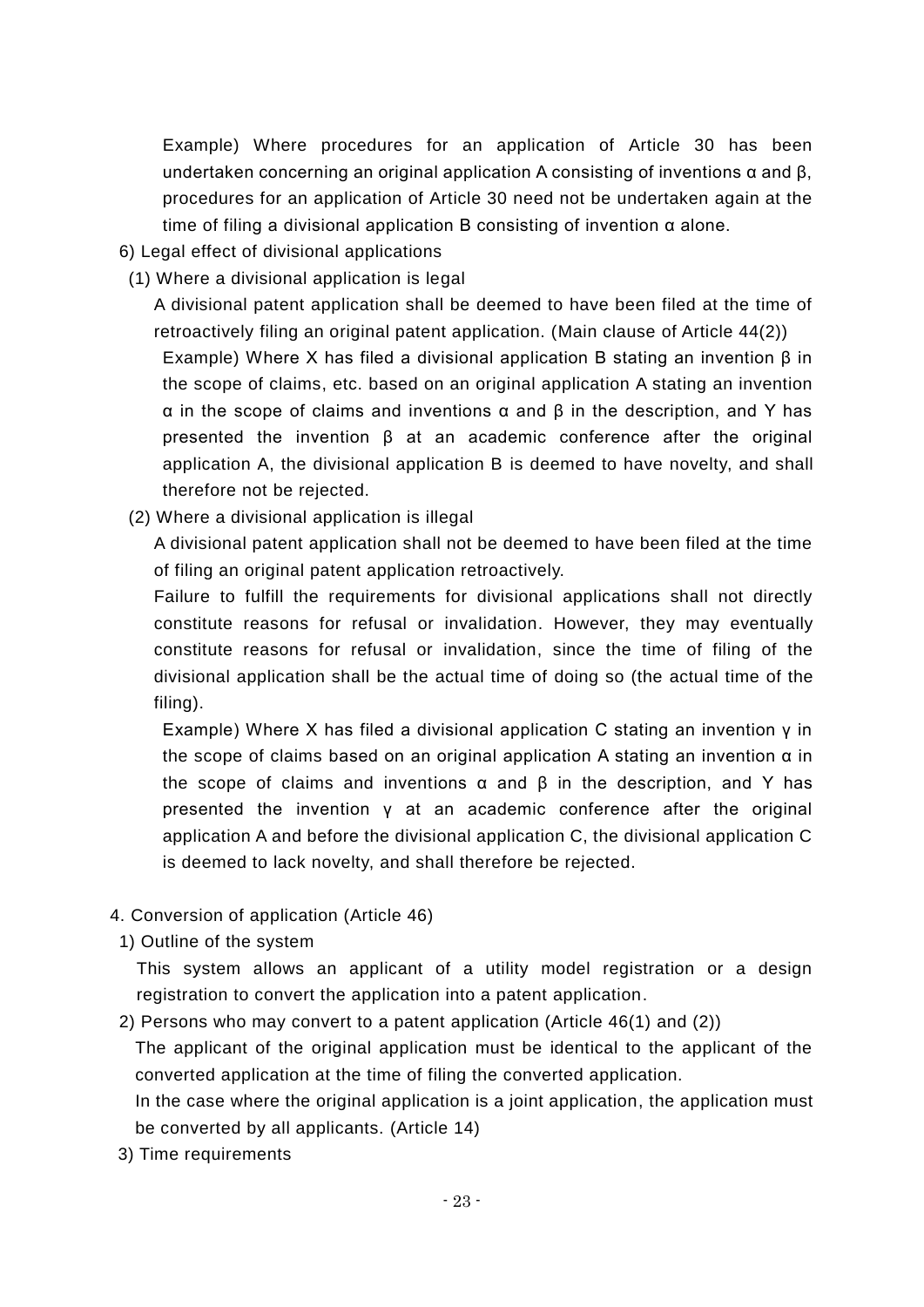Example) Where procedures for an application of Article 30 has been undertaken concerning an original application A consisting of inventions α and β, procedures for an application of Article 30 need not be undertaken again at the time of filing a divisional application B consisting of invention α alone.

6) Legal effect of divisional applications

(1) Where a divisional application is legal

A divisional patent application shall be deemed to have been filed at the time of retroactively filing an original patent application. (Main clause of Article 44(2))

Example) Where X has filed a divisional application B stating an invention β in the scope of claims, etc. based on an original application A stating an invention α in the scope of claims and inventions α and β in the description, and Y has presented the invention β at an academic conference after the original application A, the divisional application B is deemed to have novelty, and shall therefore not be rejected.

(2) Where a divisional application is illegal

A divisional patent application shall not be deemed to have been filed at the time of filing an original patent application retroactively.

Failure to fulfill the requirements for divisional applications shall not directly constitute reasons for refusal or invalidation. However, they may eventually constitute reasons for refusal or invalidation, since the time of filing of the divisional application shall be the actual time of doing so (the actual time of the filing).

Example) Where X has filed a divisional application C stating an invention γ in the scope of claims based on an original application A stating an invention α in the scope of claims and inventions α and β in the description, and Y has presented the invention γ at an academic conference after the original application A and before the divisional application C, the divisional application C is deemed to lack novelty, and shall therefore be rejected.

4. Conversion of application (Article 46)

1) Outline of the system

This system allows an applicant of a utility model registration or a design registration to convert the application into a patent application.

2) Persons who may convert to a patent application (Article 46(1) and (2))

The applicant of the original application must be identical to the applicant of the converted application at the time of filing the converted application.

In the case where the original application is a joint application, the application must be converted by all applicants. (Article 14)

3) Time requirements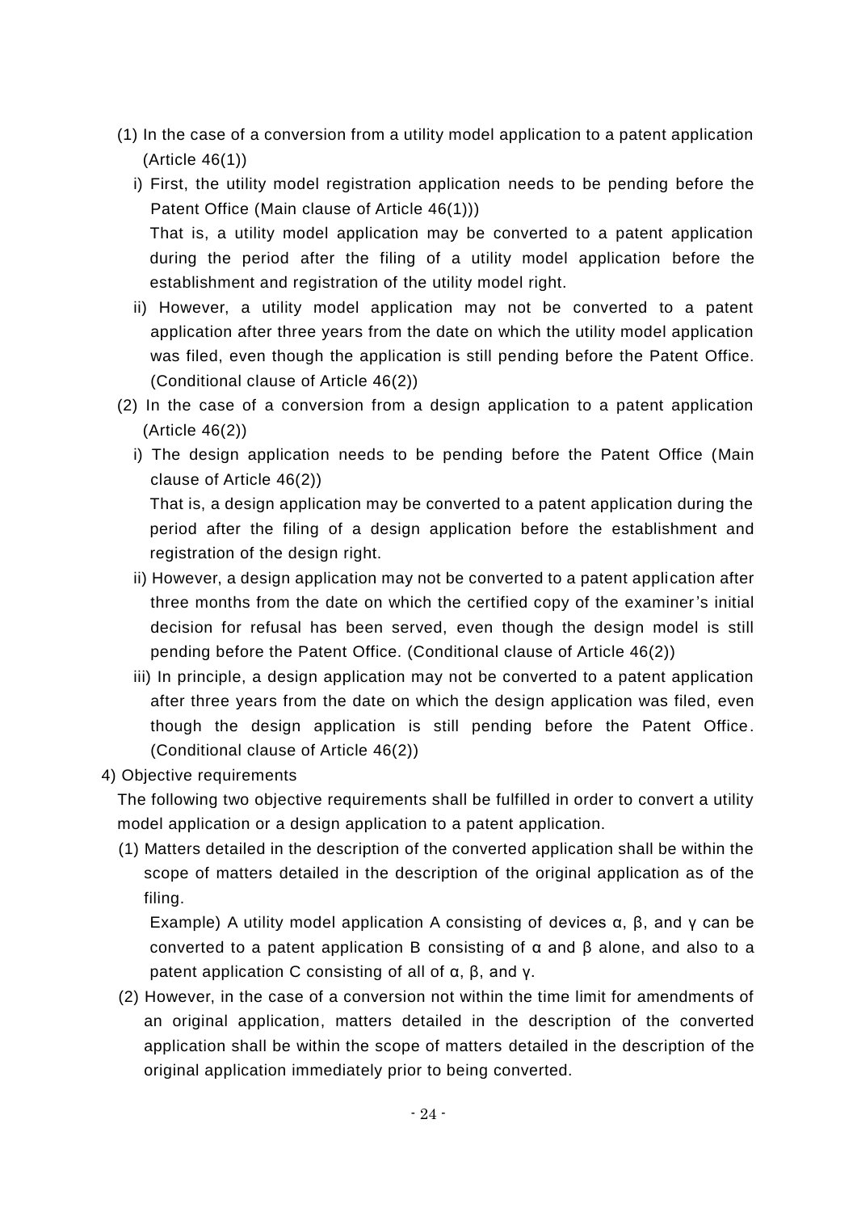(1) In the case of a conversion from a utility model application to a patent application (Article 46(1))

   i) First, the utility model registration application needs to be pending before the Patent Office (Main clause of Article 46(1)))

      That is, a utility model application may be converted to a patent application during the period after the filing of a utility model application before the establishment and registration of the utility model right.

   ii) However, a utility model application may not be converted to a patent application after three years from the date on which the utility model application was filed, even though the application is still pending before the Patent Office. (Conditional clause of Article 46(2))

(2) In the case of a conversion from a design application to a patent application (Article 46(2))

   i) The design application needs to be pending before the Patent Office (Main clause of Article 46(2))

      That is, a design application may be converted to a patent application during the period after the filing of a design application before the establishment and registration of the design right.

   ii) However, a design application may not be converted to a patent application after three months from the date on which the certified copy of the examiner's initial decision for refusal has been served, even though the design model is still pending before the Patent Office. (Conditional clause of Article 46(2))

   iii) In principle, a design application may not be converted to a patent application after three years from the date on which the design application was filed, even though the design application is still pending before the Patent Office. (Conditional clause of Article 46(2))

4) Objective requirements

The following two objective requirements shall be fulfilled in order to convert a utility model application or a design application to a patent application.

(1) Matters detailed in the description of the converted application shall be within the scope of matters detailed in the description of the original application as of the filing.

   Example) A utility model application A consisting of devices α, β, and γ can be converted to a patent application B consisting of α and β alone, and also to a patent application C consisting of all of α, β, and γ.

(2) However, in the case of a conversion not within the time limit for amendments of an original application, matters detailed in the description of the converted application shall be within the scope of matters detailed in the description of the original application immediately prior to being converted.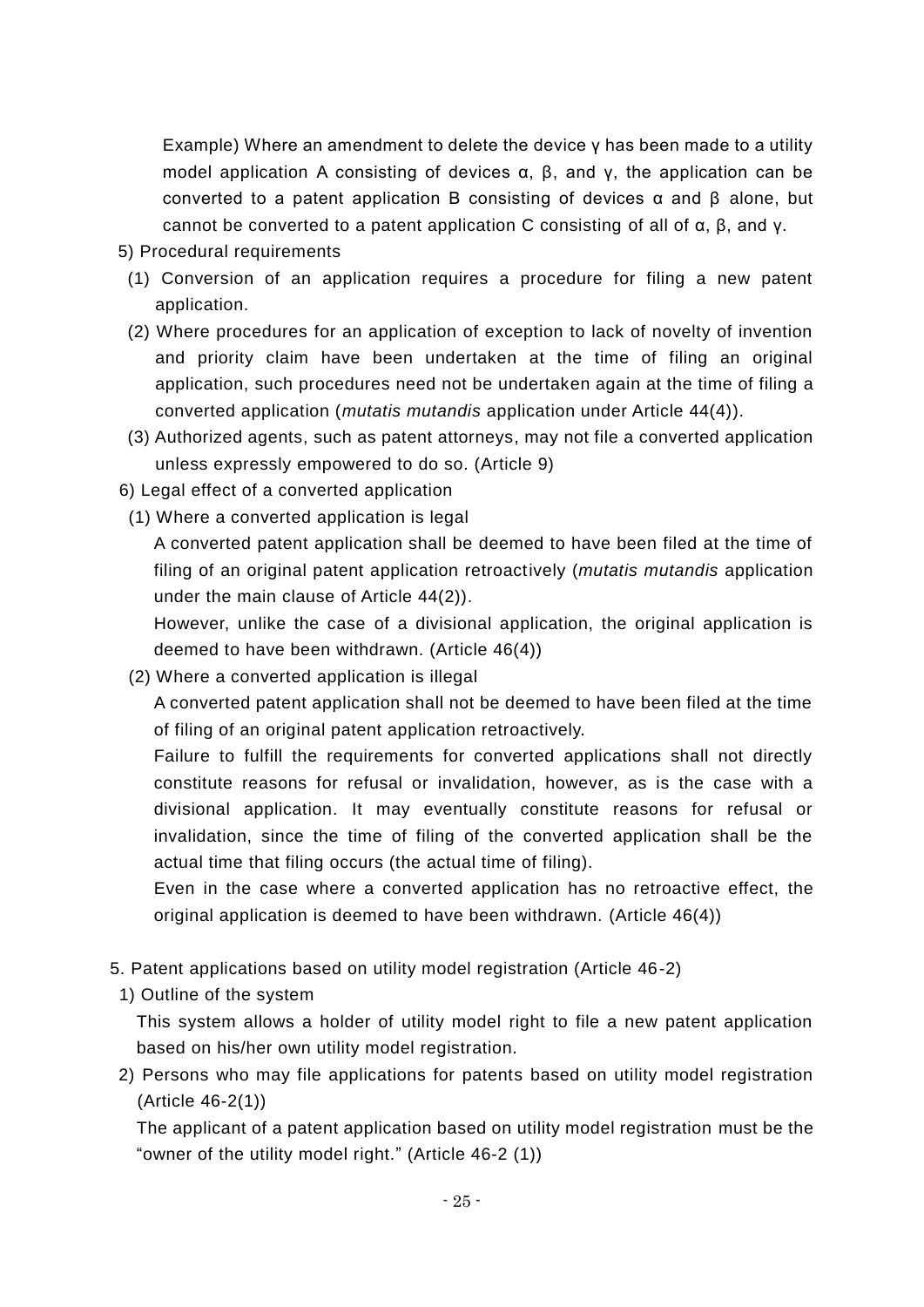Example) Where an amendment to delete the device γ has been made to a utility model application A consisting of devices α, β, and γ, the application can be converted to a patent application B consisting of devices α and β alone, but cannot be converted to a patent application C consisting of all of α, β, and γ.

5) Procedural requirements

(1) Conversion of an application requires a procedure for filing a new patent application.

(2) Where procedures for an application of exception to lack of novelty of invention and priority claim have been undertaken at the time of filing an original application, such procedures need not be undertaken again at the time of filing a converted application (*mutatis mutandis* application under Article 44(4)).

(3) Authorized agents, such as patent attorneys, may not file a converted application unless expressly empowered to do so. (Article 9)

6) Legal effect of a converted application

(1) Where a converted application is legal

A converted patent application shall be deemed to have been filed at the time of filing of an original patent application retroactively (*mutatis mutandis* application under the main clause of Article 44(2)).

However, unlike the case of a divisional application, the original application is deemed to have been withdrawn. (Article 46(4))

(2) Where a converted application is illegal

A converted patent application shall not be deemed to have been filed at the time of filing of an original patent application retroactively.

Failure to fulfill the requirements for converted applications shall not directly constitute reasons for refusal or invalidation, however, as is the case with a divisional application. It may eventually constitute reasons for refusal or invalidation, since the time of filing of the converted application shall be the actual time that filing occurs (the actual time of filing).

Even in the case where a converted application has no retroactive effect, the original application is deemed to have been withdrawn. (Article 46(4))

5. Patent applications based on utility model registration (Article 46-2)

1) Outline of the system

This system allows a holder of utility model right to file a new patent application based on his/her own utility model registration.

2) Persons who may file applications for patents based on utility model registration (Article 46-2(1))

The applicant of a patent application based on utility model registration must be the "owner of the utility model right." (Article 46-2 (1))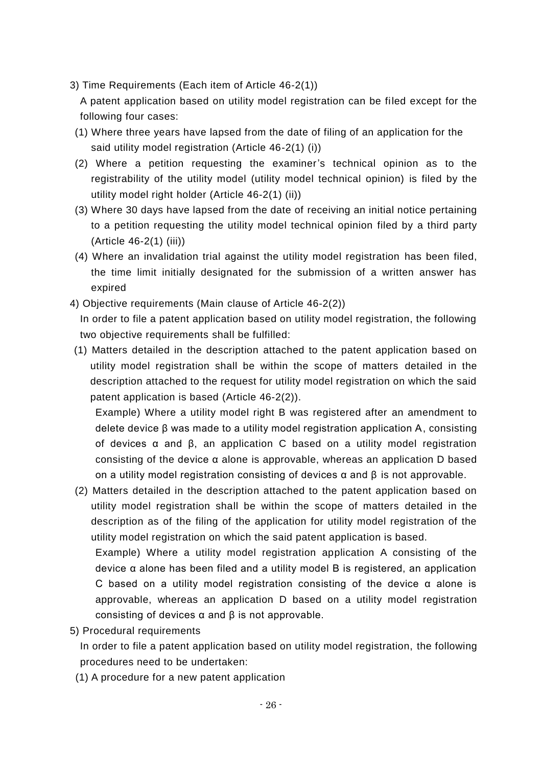3) Time Requirements (Each item of Article 46-2(1))

A patent application based on utility model registration can be filed except for the following four cases:

(1) Where three years have lapsed from the date of filing of an application for the said utility model registration (Article 46-2(1) (i))

(2) Where a petition requesting the examiner's technical opinion as to the registrability of the utility model (utility model technical opinion) is filed by the utility model right holder (Article 46-2(1) (ii))

(3) Where 30 days have lapsed from the date of receiving an initial notice pertaining to a petition requesting the utility model technical opinion filed by a third party (Article 46-2(1) (iii))

(4) Where an invalidation trial against the utility model registration has been filed, the time limit initially designated for the submission of a written answer has expired

4) Objective requirements (Main clause of Article 46-2(2))

In order to file a patent application based on utility model registration, the following two objective requirements shall be fulfilled:

(1) Matters detailed in the description attached to the patent application based on utility model registration shall be within the scope of matters detailed in the description attached to the request for utility model registration on which the said patent application is based (Article 46-2(2)).

Example) Where a utility model right B was registered after an amendment to delete device β was made to a utility model registration application A, consisting of devices α and β, an application C based on a utility model registration consisting of the device α alone is approvable, whereas an application D based on a utility model registration consisting of devices α and β is not approvable.

(2) Matters detailed in the description attached to the patent application based on utility model registration shall be within the scope of matters detailed in the description as of the filing of the application for utility model registration of the utility model registration on which the said patent application is based.

Example) Where a utility model registration application A consisting of the device α alone has been filed and a utility model B is registered, an application C based on a utility model registration consisting of the device α alone is approvable, whereas an application D based on a utility model registration consisting of devices α and β is not approvable.

5) Procedural requirements

In order to file a patent application based on utility model registration, the following procedures need to be undertaken:

(1) A procedure for a new patent application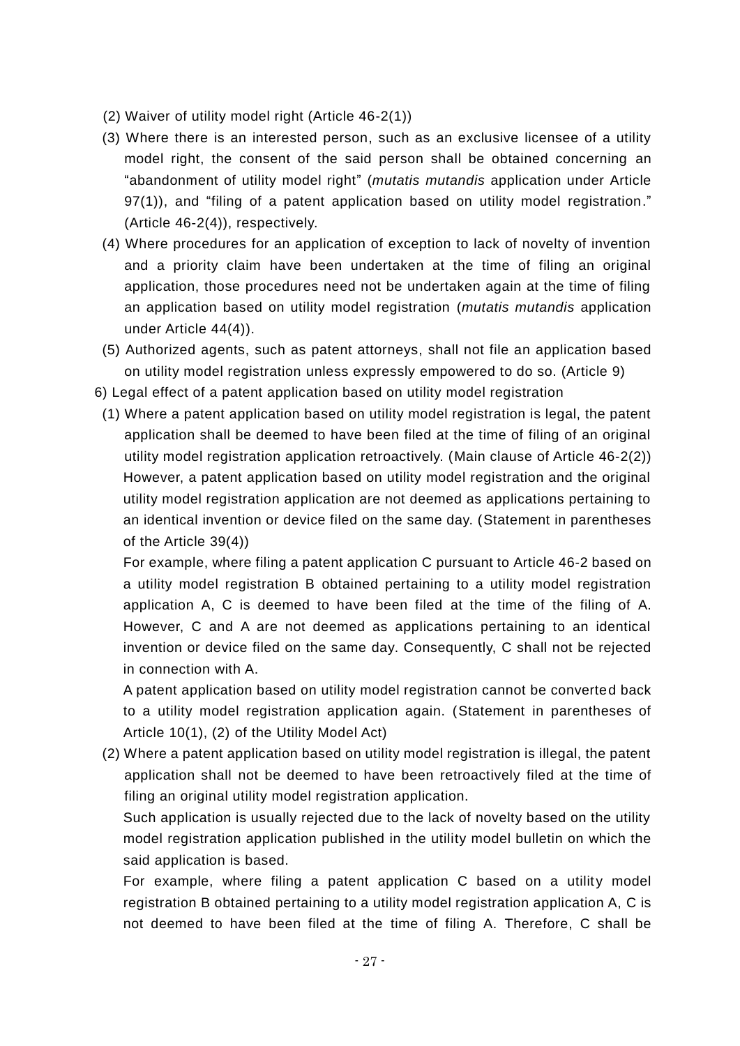(2) Waiver of utility model right (Article 46-2(1))

(3) Where there is an interested person, such as an exclusive licensee of a utility model right, the consent of the said person shall be obtained concerning an "abandonment of utility model right" (*mutatis mutandis* application under Article 97(1)), and "filing of a patent application based on utility model registration." (Article 46-2(4)), respectively.

(4) Where procedures for an application of exception to lack of novelty of invention and a priority claim have been undertaken at the time of filing an original application, those procedures need not be undertaken again at the time of filing an application based on utility model registration (*mutatis mutandis* application under Article 44(4)).

(5) Authorized agents, such as patent attorneys, shall not file an application based on utility model registration unless expressly empowered to do so. (Article 9)

6) Legal effect of a patent application based on utility model registration

(1) Where a patent application based on utility model registration is legal, the patent application shall be deemed to have been filed at the time of filing of an original utility model registration application retroactively. (Main clause of Article 46-2(2)) However, a patent application based on utility model registration and the original utility model registration application are not deemed as applications pertaining to an identical invention or device filed on the same day. (Statement in parentheses of the Article 39(4))

For example, where filing a patent application C pursuant to Article 46-2 based on a utility model registration B obtained pertaining to a utility model registration application A, C is deemed to have been filed at the time of the filing of A. However, C and A are not deemed as applications pertaining to an identical invention or device filed on the same day. Consequently, C shall not be rejected in connection with A.

A patent application based on utility model registration cannot be converted back to a utility model registration application again. (Statement in parentheses of Article 10(1), (2) of the Utility Model Act)

(2) Where a patent application based on utility model registration is illegal, the patent application shall not be deemed to have been retroactively filed at the time of filing an original utility model registration application.

Such application is usually rejected due to the lack of novelty based on the utility model registration application published in the utility model bulletin on which the said application is based.

For example, where filing a patent application C based on a utility model registration B obtained pertaining to a utility model registration application A, C is not deemed to have been filed at the time of filing A. Therefore, C shall be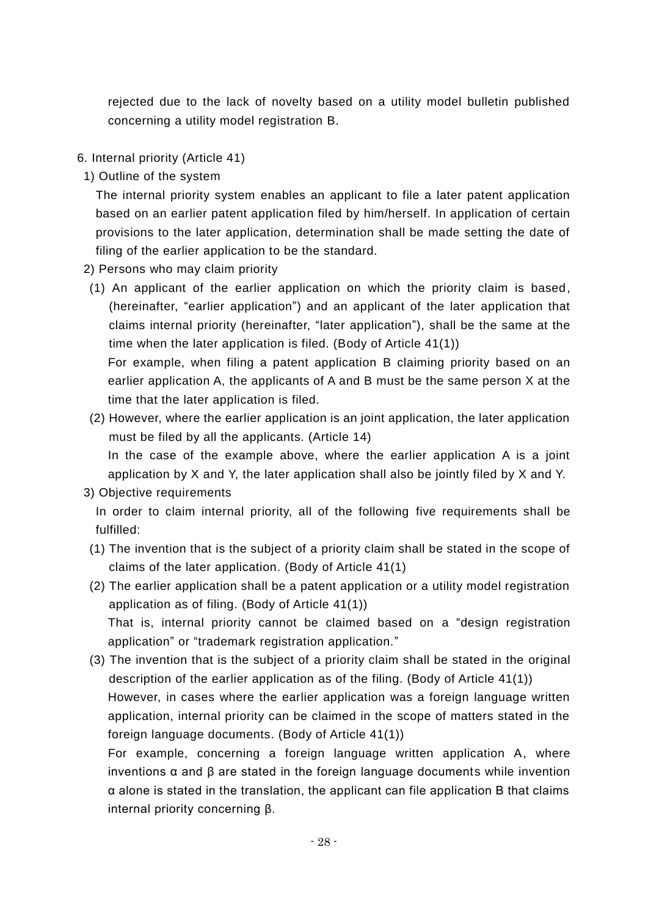rejected due to the lack of novelty based on a utility model bulletin published concerning a utility model registration B.

## 6. Internal priority (Article 41)

### 1) Outline of the system

The internal priority system enables an applicant to file a later patent application based on an earlier patent application filed by him/herself. In application of certain provisions to the later application, determination shall be made setting the date of filing of the earlier application to be the standard.

### 2) Persons who may claim priority

(1) An applicant of the earlier application on which the priority claim is based, (hereinafter, "earlier application") and an applicant of the later application that claims internal priority (hereinafter, "later application"), shall be the same at the time when the later application is filed. (Body of Article 41(1))

For example, when filing a patent application B claiming priority based on an earlier application A, the applicants of A and B must be the same person X at the time that the later application is filed.

(2) However, where the earlier application is an joint application, the later application must be filed by all the applicants. (Article 14)

In the case of the example above, where the earlier application A is a joint application by X and Y, the later application shall also be jointly filed by X and Y.

### 3) Objective requirements

In order to claim internal priority, all of the following five requirements shall be fulfilled:

(1) The invention that is the subject of a priority claim shall be stated in the scope of claims of the later application. (Body of Article 41(1)

(2) The earlier application shall be a patent application or a utility model registration application as of filing. (Body of Article 41(1))

That is, internal priority cannot be claimed based on a "design registration application" or "trademark registration application."

(3) The invention that is the subject of a priority claim shall be stated in the original description of the earlier application as of the filing. (Body of Article 41(1))

However, in cases where the earlier application was a foreign language written application, internal priority can be claimed in the scope of matters stated in the foreign language documents. (Body of Article 41(1))

For example, concerning a foreign language written application A, where inventions α and β are stated in the foreign language documents while invention α alone is stated in the translation, the applicant can file application B that claims internal priority concerning β.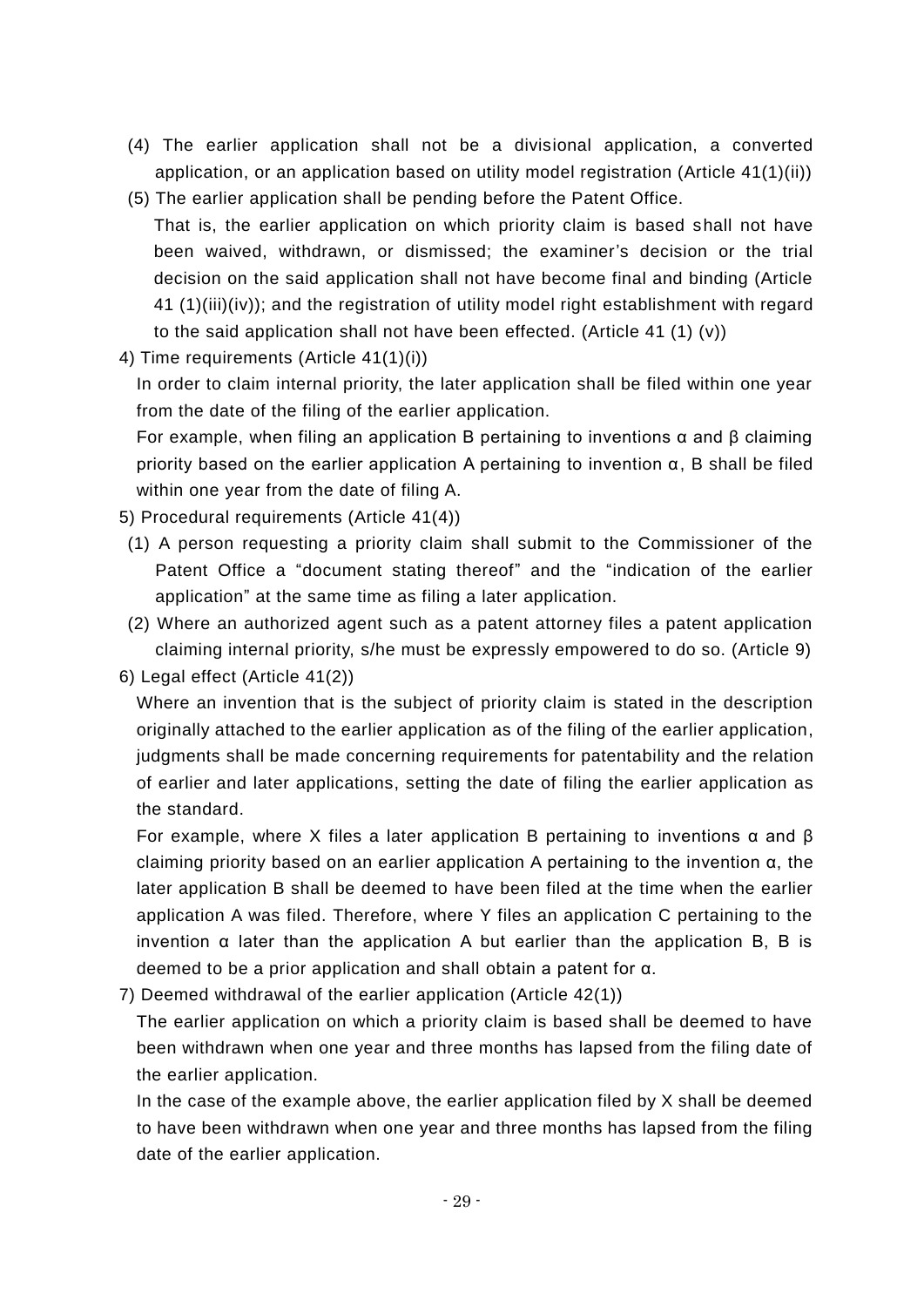(4) The earlier application shall not be a divisional application, a converted application, or an application based on utility model registration (Article 41(1)(ii))

(5) The earlier application shall be pending before the Patent Office.

That is, the earlier application on which priority claim is based shall not have been waived, withdrawn, or dismissed; the examiner's decision or the trial decision on the said application shall not have become final and binding (Article 41 (1)(iii)(iv)); and the registration of utility model right establishment with regard to the said application shall not have been effected. (Article 41 (1) (v))

4) Time requirements (Article 41(1)(i))

In order to claim internal priority, the later application shall be filed within one year from the date of the filing of the earlier application.

For example, when filing an application B pertaining to inventions α and β claiming priority based on the earlier application A pertaining to invention α, B shall be filed within one year from the date of filing A.

5) Procedural requirements (Article 41(4))

(1) A person requesting a priority claim shall submit to the Commissioner of the Patent Office a "document stating thereof" and the "indication of the earlier application" at the same time as filing a later application.

(2) Where an authorized agent such as a patent attorney files a patent application claiming internal priority, s/he must be expressly empowered to do so. (Article 9)

6) Legal effect (Article 41(2))

Where an invention that is the subject of priority claim is stated in the description originally attached to the earlier application as of the filing of the earlier application, judgments shall be made concerning requirements for patentability and the relation of earlier and later applications, setting the date of filing the earlier application as the standard.

For example, where X files a later application B pertaining to inventions α and β claiming priority based on an earlier application A pertaining to the invention α, the later application B shall be deemed to have been filed at the time when the earlier application A was filed. Therefore, where Y files an application C pertaining to the invention α later than the application A but earlier than the application B, B is deemed to be a prior application and shall obtain a patent for α.

7) Deemed withdrawal of the earlier application (Article 42(1))

The earlier application on which a priority claim is based shall be deemed to have been withdrawn when one year and three months has lapsed from the filing date of the earlier application.

In the case of the example above, the earlier application filed by X shall be deemed to have been withdrawn when one year and three months has lapsed from the filing date of the earlier application.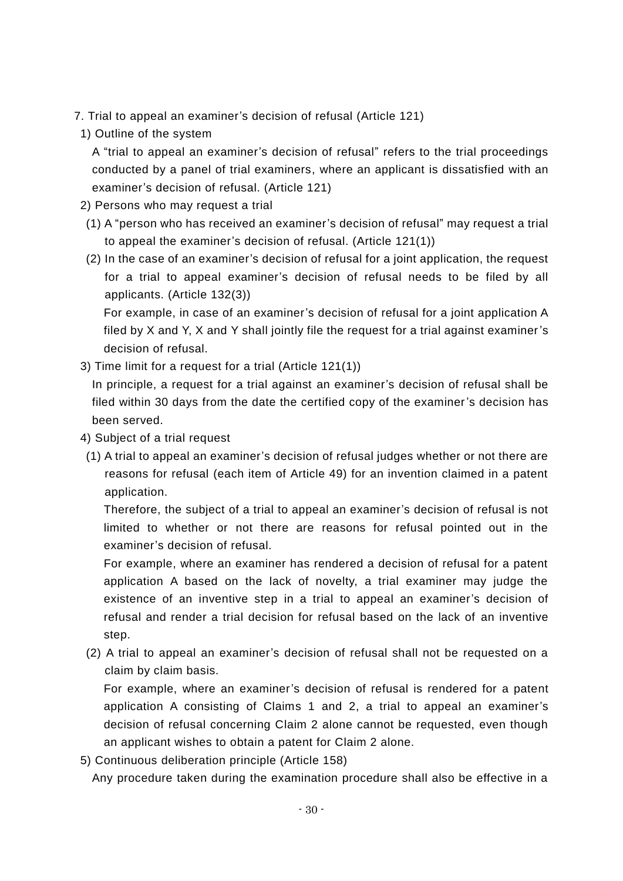7. Trial to appeal an examiner's decision of refusal (Article 121)

1) Outline of the system

A "trial to appeal an examiner's decision of refusal" refers to the trial proceedings conducted by a panel of trial examiners, where an applicant is dissatisfied with an examiner's decision of refusal. (Article 121)

2) Persons who may request a trial

(1) A "person who has received an examiner's decision of refusal" may request a trial to appeal the examiner's decision of refusal. (Article 121(1))

(2) In the case of an examiner's decision of refusal for a joint application, the request for a trial to appeal examiner's decision of refusal needs to be filed by all applicants. (Article 132(3))

For example, in case of an examiner's decision of refusal for a joint application A filed by X and Y, X and Y shall jointly file the request for a trial against examiner's decision of refusal.

3) Time limit for a request for a trial (Article 121(1))

In principle, a request for a trial against an examiner's decision of refusal shall be filed within 30 days from the date the certified copy of the examiner's decision has been served.

4) Subject of a trial request

(1) A trial to appeal an examiner's decision of refusal judges whether or not there are reasons for refusal (each item of Article 49) for an invention claimed in a patent application.

Therefore, the subject of a trial to appeal an examiner's decision of refusal is not limited to whether or not there are reasons for refusal pointed out in the examiner's decision of refusal.

For example, where an examiner has rendered a decision of refusal for a patent application A based on the lack of novelty, a trial examiner may judge the existence of an inventive step in a trial to appeal an examiner's decision of refusal and render a trial decision for refusal based on the lack of an inventive step.

(2) A trial to appeal an examiner's decision of refusal shall not be requested on a claim by claim basis.

For example, where an examiner's decision of refusal is rendered for a patent application A consisting of Claims 1 and 2, a trial to appeal an examiner's decision of refusal concerning Claim 2 alone cannot be requested, even though an applicant wishes to obtain a patent for Claim 2 alone.

5) Continuous deliberation principle (Article 158)

Any procedure taken during the examination procedure shall also be effective in a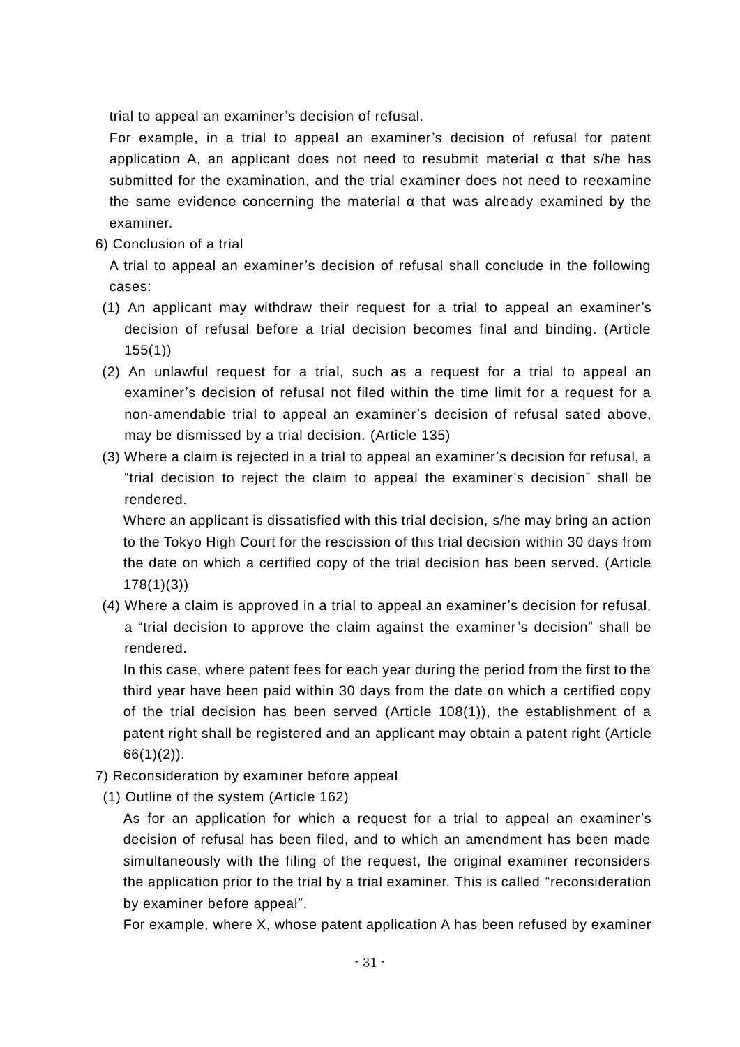trial to appeal an examiner's decision of refusal.

For example, in a trial to appeal an examiner's decision of refusal for patent application A, an applicant does not need to resubmit material α that s/he has submitted for the examination, and the trial examiner does not need to reexamine the same evidence concerning the material α that was already examined by the examiner.

6) Conclusion of a trial

A trial to appeal an examiner's decision of refusal shall conclude in the following cases:

(1) An applicant may withdraw their request for a trial to appeal an examiner's decision of refusal before a trial decision becomes final and binding. (Article 155(1))

(2) An unlawful request for a trial, such as a request for a trial to appeal an examiner's decision of refusal not filed within the time limit for a request for a non-amendable trial to appeal an examiner's decision of refusal sated above, may be dismissed by a trial decision. (Article 135)

(3) Where a claim is rejected in a trial to appeal an examiner's decision for refusal, a "trial decision to reject the claim to appeal the examiner's decision" shall be rendered.

Where an applicant is dissatisfied with this trial decision, s/he may bring an action to the Tokyo High Court for the rescission of this trial decision within 30 days from the date on which a certified copy of the trial decision has been served. (Article 178(1)(3))

(4) Where a claim is approved in a trial to appeal an examiner's decision for refusal, a "trial decision to approve the claim against the examiner's decision" shall be rendered.

In this case, where patent fees for each year during the period from the first to the third year have been paid within 30 days from the date on which a certified copy of the trial decision has been served (Article 108(1)), the establishment of a patent right shall be registered and an applicant may obtain a patent right (Article 66(1)(2)).

7) Reconsideration by examiner before appeal

(1) Outline of the system (Article 162)

As for an application for which a request for a trial to appeal an examiner's decision of refusal has been filed, and to which an amendment has been made simultaneously with the filing of the request, the original examiner reconsiders the application prior to the trial by a trial examiner. This is called "reconsideration by examiner before appeal".

For example, where X, whose patent application A has been refused by examiner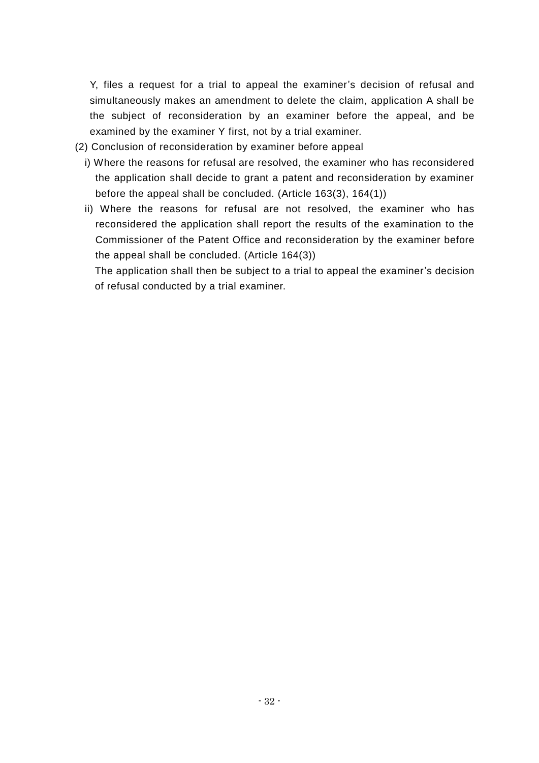Y, files a request for a trial to appeal the examiner's decision of refusal and simultaneously makes an amendment to delete the claim, application A shall be the subject of reconsideration by an examiner before the appeal, and be examined by the examiner Y first, not by a trial examiner.

(2) Conclusion of reconsideration by examiner before appeal

i) Where the reasons for refusal are resolved, the examiner who has reconsidered the application shall decide to grant a patent and reconsideration by examiner before the appeal shall be concluded. (Article 163(3), 164(1))

ii) Where the reasons for refusal are not resolved, the examiner who has reconsidered the application shall report the results of the examination to the Commissioner of the Patent Office and reconsideration by the examiner before the appeal shall be concluded. (Article 164(3))

The application shall then be subject to a trial to appeal the examiner's decision of refusal conducted by a trial examiner.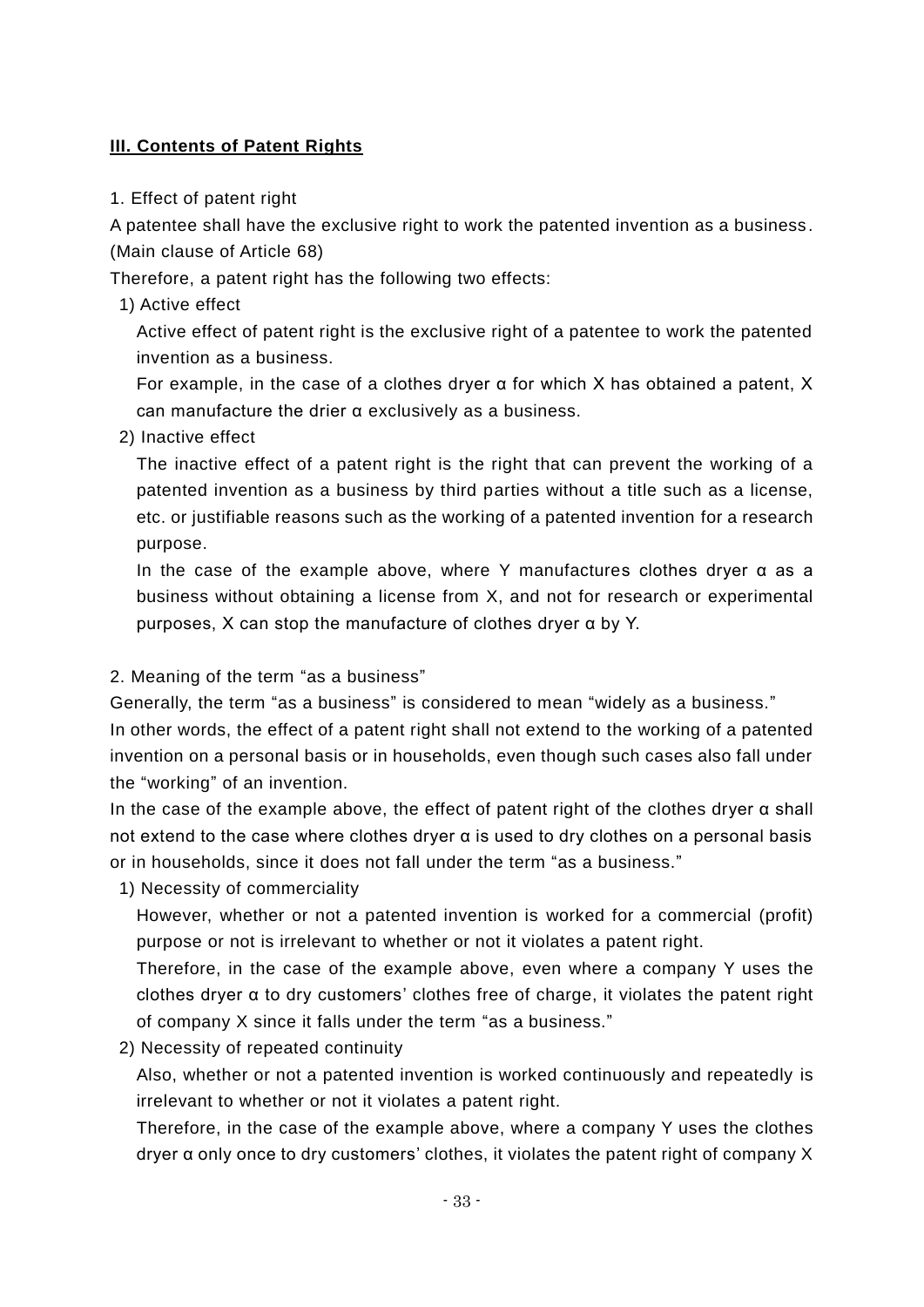## III. Contents of Patent Rights

1. Effect of patent right

A patentee shall have the exclusive right to work the patented invention as a business. (Main clause of Article 68)

Therefore, a patent right has the following two effects:

1) Active effect

Active effect of patent right is the exclusive right of a patentee to work the patented invention as a business.

For example, in the case of a clothes dryer α for which X has obtained a patent, X can manufacture the drier α exclusively as a business.

2) Inactive effect

The inactive effect of a patent right is the right that can prevent the working of a patented invention as a business by third parties without a title such as a license, etc. or justifiable reasons such as the working of a patented invention for a research purpose.

In the case of the example above, where Y manufactures clothes dryer α as a business without obtaining a license from X, and not for research or experimental purposes, X can stop the manufacture of clothes dryer α by Y.

2. Meaning of the term "as a business"

Generally, the term "as a business" is considered to mean "widely as a business."

In other words, the effect of a patent right shall not extend to the working of a patented invention on a personal basis or in households, even though such cases also fall under the "working" of an invention.

In the case of the example above, the effect of patent right of the clothes dryer α shall not extend to the case where clothes dryer α is used to dry clothes on a personal basis or in households, since it does not fall under the term "as a business."

1) Necessity of commerciality

However, whether or not a patented invention is worked for a commercial (profit) purpose or not is irrelevant to whether or not it violates a patent right.

Therefore, in the case of the example above, even where a company Y uses the clothes dryer α to dry customers' clothes free of charge, it violates the patent right of company X since it falls under the term "as a business."

2) Necessity of repeated continuity

Also, whether or not a patented invention is worked continuously and repeatedly is irrelevant to whether or not it violates a patent right.

Therefore, in the case of the example above, where a company Y uses the clothes dryer α only once to dry customers' clothes, it violates the patent right of company X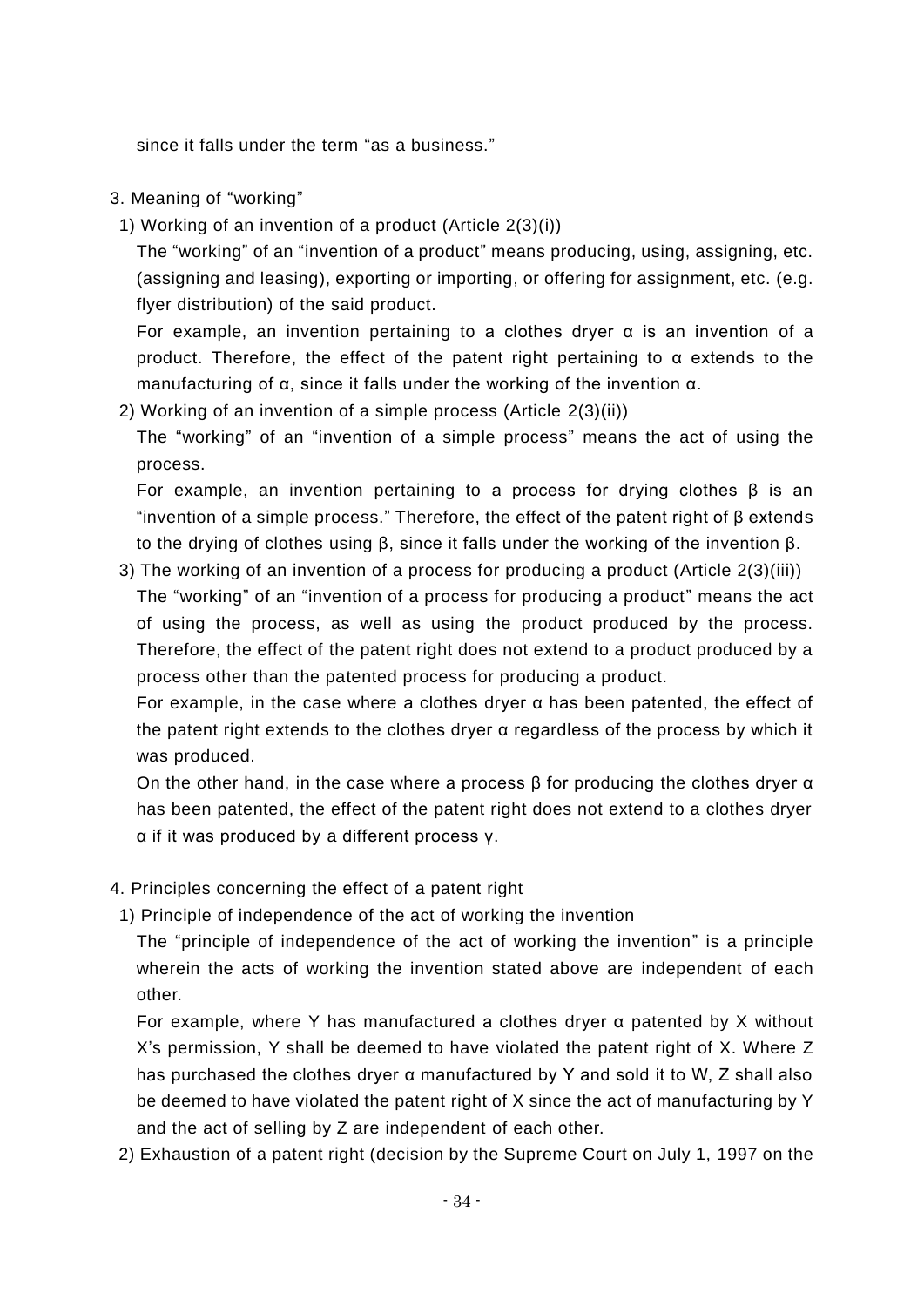since it falls under the term "as a business."

3. Meaning of "working"

1) Working of an invention of a product (Article 2(3)(i))

The "working" of an "invention of a product" means producing, using, assigning, etc. (assigning and leasing), exporting or importing, or offering for assignment, etc. (e.g. flyer distribution) of the said product.

For example, an invention pertaining to a clothes dryer α is an invention of a product. Therefore, the effect of the patent right pertaining to α extends to the manufacturing of α, since it falls under the working of the invention α.

2) Working of an invention of a simple process (Article 2(3)(ii))

The "working" of an "invention of a simple process" means the act of using the process.

For example, an invention pertaining to a process for drying clothes β is an "invention of a simple process." Therefore, the effect of the patent right of β extends to the drying of clothes using β, since it falls under the working of the invention β.

3) The working of an invention of a process for producing a product (Article 2(3)(iii))

The "working" of an "invention of a process for producing a product" means the act of using the process, as well as using the product produced by the process. Therefore, the effect of the patent right does not extend to a product produced by a process other than the patented process for producing a product.

For example, in the case where a clothes dryer α has been patented, the effect of the patent right extends to the clothes dryer α regardless of the process by which it was produced.

On the other hand, in the case where a process β for producing the clothes dryer α has been patented, the effect of the patent right does not extend to a clothes dryer α if it was produced by a different process γ.

4. Principles concerning the effect of a patent right

1) Principle of independence of the act of working the invention

The "principle of independence of the act of working the invention" is a principle wherein the acts of working the invention stated above are independent of each other.

For example, where Y has manufactured a clothes dryer α patented by X without X's permission, Y shall be deemed to have violated the patent right of X. Where Z has purchased the clothes dryer α manufactured by Y and sold it to W, Z shall also be deemed to have violated the patent right of X since the act of manufacturing by Y and the act of selling by Z are independent of each other.

2) Exhaustion of a patent right (decision by the Supreme Court on July 1, 1997 on the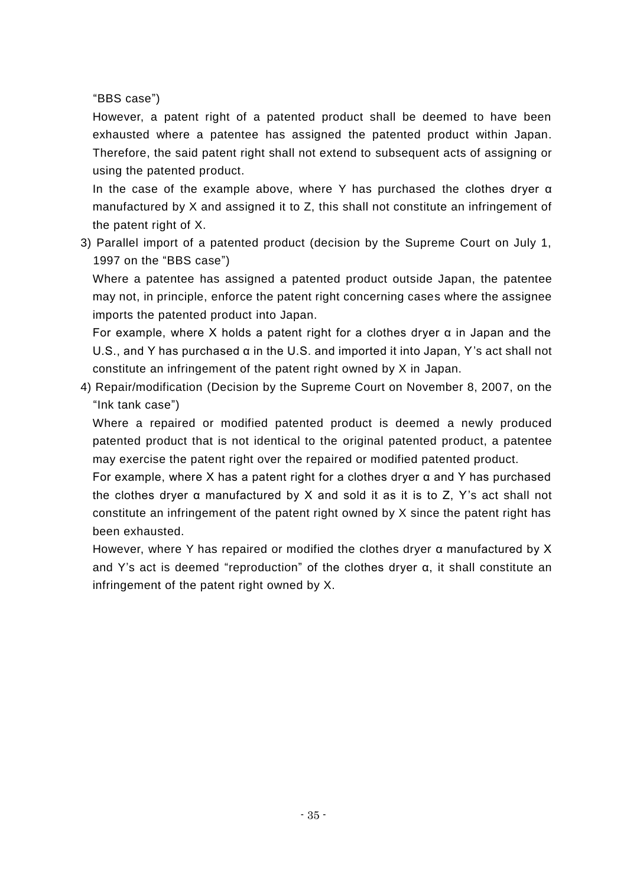"BBS case")

However, a patent right of a patented product shall be deemed to have been exhausted where a patentee has assigned the patented product within Japan. Therefore, the said patent right shall not extend to subsequent acts of assigning or using the patented product.

In the case of the example above, where Y has purchased the clothes dryer α manufactured by X and assigned it to Z, this shall not constitute an infringement of the patent right of X.

3) Parallel import of a patented product (decision by the Supreme Court on July 1, 1997 on the "BBS case")

Where a patentee has assigned a patented product outside Japan, the patentee may not, in principle, enforce the patent right concerning cases where the assignee imports the patented product into Japan.

For example, where X holds a patent right for a clothes dryer α in Japan and the U.S., and Y has purchased α in the U.S. and imported it into Japan, Y's act shall not constitute an infringement of the patent right owned by X in Japan.

4) Repair/modification (Decision by the Supreme Court on November 8, 2007, on the "Ink tank case")

Where a repaired or modified patented product is deemed a newly produced patented product that is not identical to the original patented product, a patentee may exercise the patent right over the repaired or modified patented product.

For example, where X has a patent right for a clothes dryer α and Y has purchased the clothes dryer α manufactured by X and sold it as it is to Z, Y's act shall not constitute an infringement of the patent right owned by X since the patent right has been exhausted.

However, where Y has repaired or modified the clothes dryer α manufactured by X and Y's act is deemed "reproduction" of the clothes dryer α, it shall constitute an infringement of the patent right owned by X.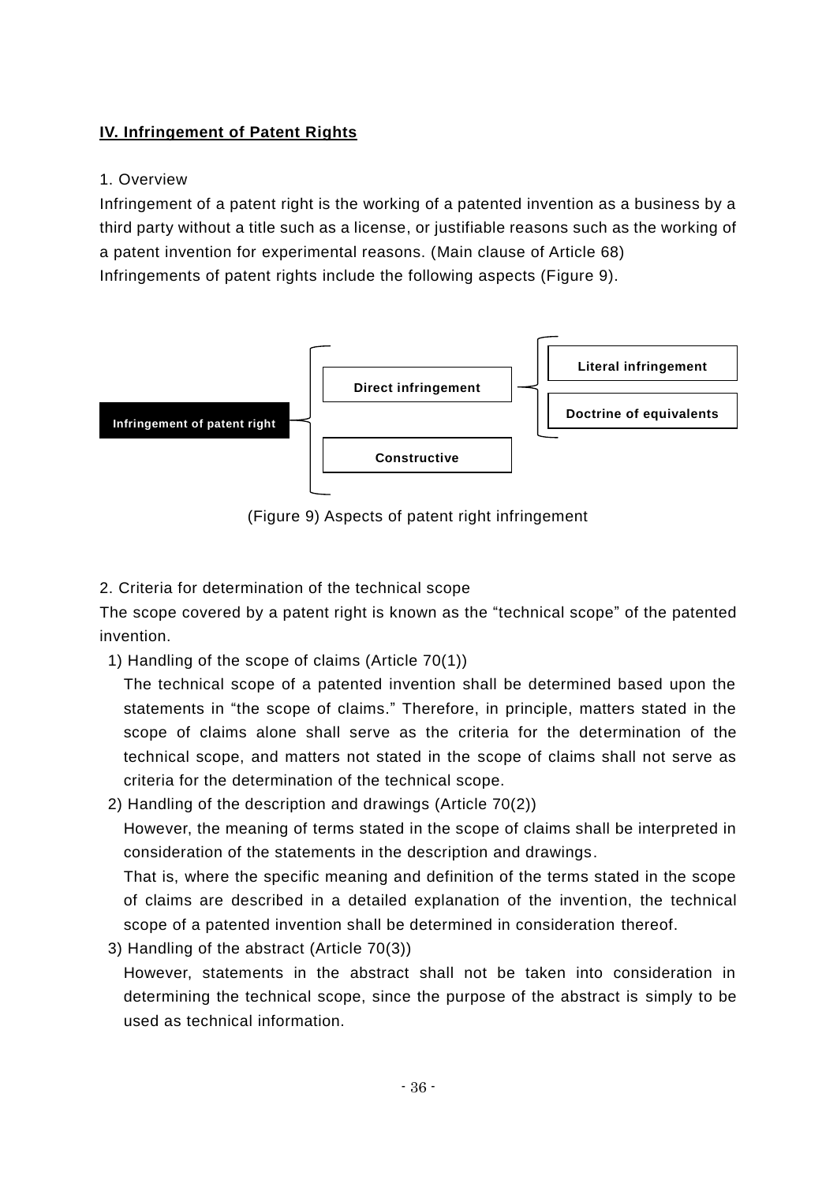## IV. Infringement of Patent Rights

1. Overview

Infringement of a patent right is the working of a patented invention as a business by a third party without a title such as a license, or justifiable reasons such as the working of a patent invention for experimental reasons. (Main clause of Article 68)

Infringements of patent rights include the following aspects (Figure 9).

- Infringement of patent right
  - Direct infringement
    - Literal infringement
    - Doctrine of equivalents
  - Constructive

(Figure 9) Aspects of patent right infringement

2. Criteria for determination of the technical scope

The scope covered by a patent right is known as the "technical scope" of the patented invention.

1) Handling of the scope of claims (Article 70(1))

The technical scope of a patented invention shall be determined based upon the statements in "the scope of claims." Therefore, in principle, matters stated in the scope of claims alone shall serve as the criteria for the determination of the technical scope, and matters not stated in the scope of claims shall not serve as criteria for the determination of the technical scope.

2) Handling of the description and drawings (Article 70(2))

However, the meaning of terms stated in the scope of claims shall be interpreted in consideration of the statements in the description and drawings.

That is, where the specific meaning and definition of the terms stated in the scope of claims are described in a detailed explanation of the invention, the technical scope of a patented invention shall be determined in consideration thereof.

3) Handling of the abstract (Article 70(3))

However, statements in the abstract shall not be taken into consideration in determining the technical scope, since the purpose of the abstract is simply to be used as technical information.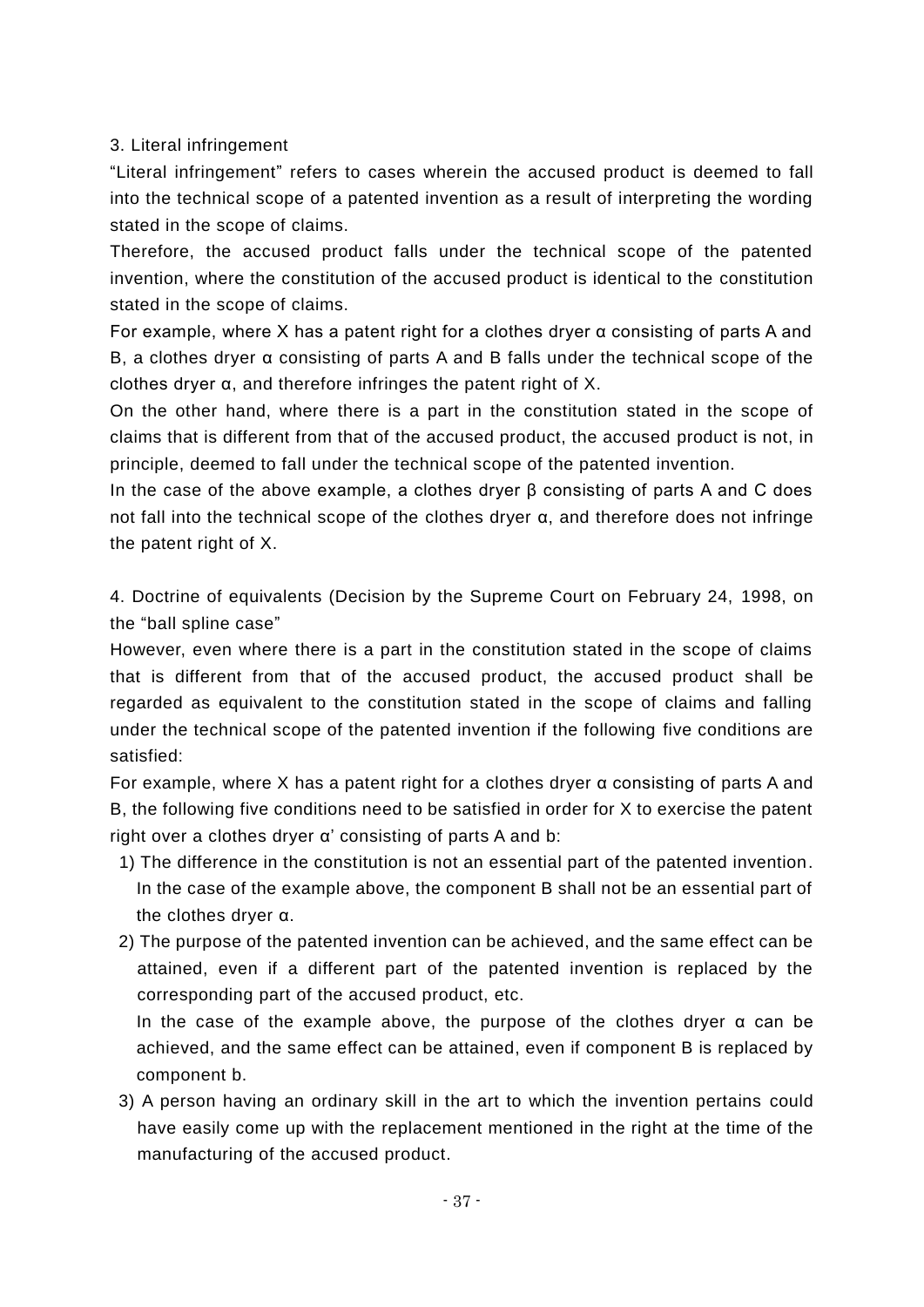### 3. Literal infringement

"Literal infringement" refers to cases wherein the accused product is deemed to fall into the technical scope of a patented invention as a result of interpreting the wording stated in the scope of claims.

Therefore, the accused product falls under the technical scope of the patented invention, where the constitution of the accused product is identical to the constitution stated in the scope of claims.

For example, where X has a patent right for a clothes dryer α consisting of parts A and B, a clothes dryer α consisting of parts A and B falls under the technical scope of the clothes dryer α, and therefore infringes the patent right of X.

On the other hand, where there is a part in the constitution stated in the scope of claims that is different from that of the accused product, the accused product is not, in principle, deemed to fall under the technical scope of the patented invention.

In the case of the above example, a clothes dryer β consisting of parts A and C does not fall into the technical scope of the clothes dryer α, and therefore does not infringe the patent right of X.

### 4. Doctrine of equivalents (Decision by the Supreme Court on February 24, 1998, on the "ball spline case"

However, even where there is a part in the constitution stated in the scope of claims that is different from that of the accused product, the accused product shall be regarded as equivalent to the constitution stated in the scope of claims and falling under the technical scope of the patented invention if the following five conditions are satisfied:

For example, where X has a patent right for a clothes dryer α consisting of parts A and B, the following five conditions need to be satisfied in order for X to exercise the patent right over a clothes dryer α' consisting of parts A and b:

1) The difference in the constitution is not an essential part of the patented invention. In the case of the example above, the component B shall not be an essential part of the clothes dryer α.
2) The purpose of the patented invention can be achieved, and the same effect can be attained, even if a different part of the patented invention is replaced by the corresponding part of the accused product, etc.
   In the case of the example above, the purpose of the clothes dryer α can be achieved, and the same effect can be attained, even if component B is replaced by component b.
3) A person having an ordinary skill in the art to which the invention pertains could have easily come up with the replacement mentioned in the right at the time of the manufacturing of the accused product.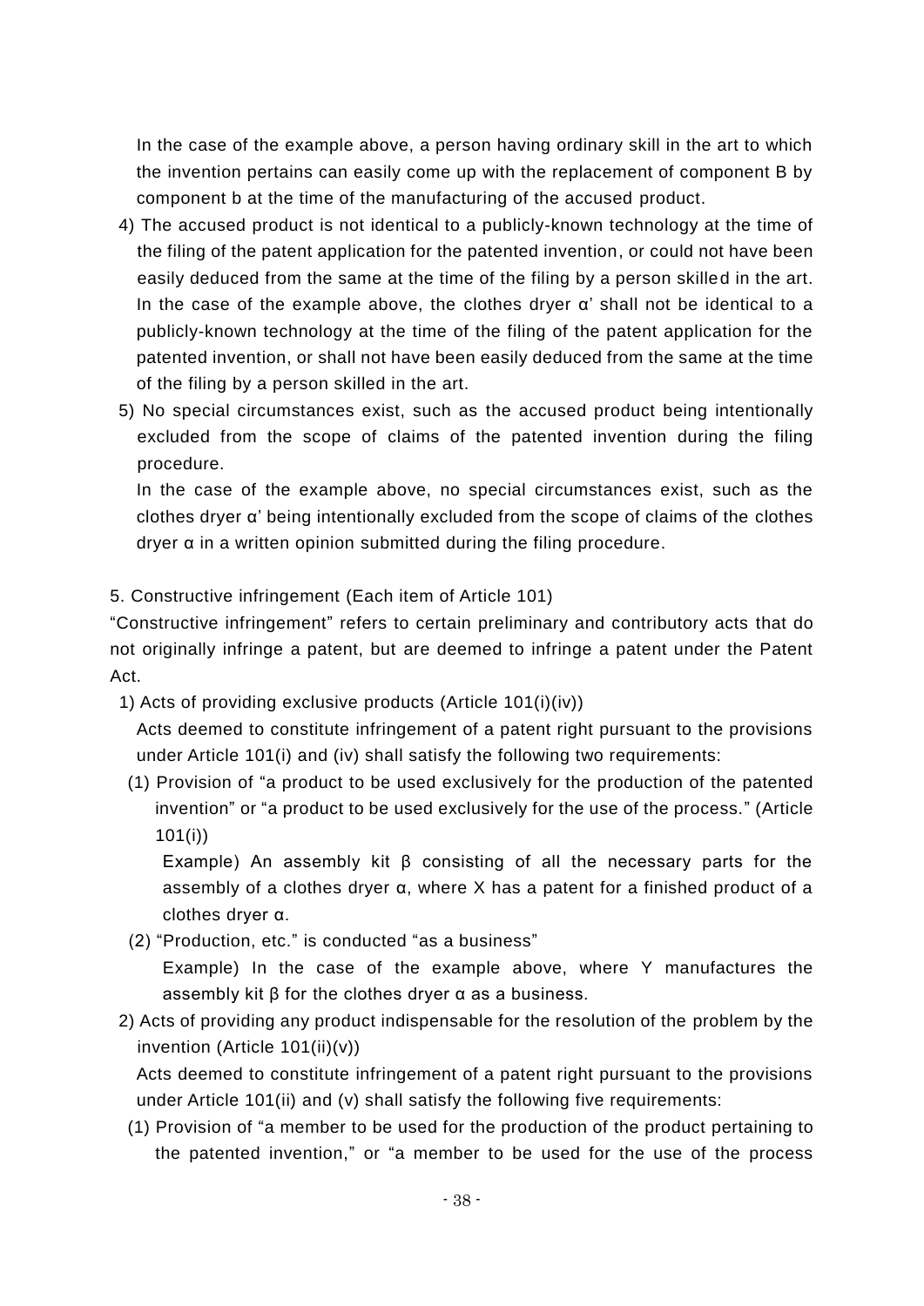In the case of the example above, a person having ordinary skill in the art to which the invention pertains can easily come up with the replacement of component B by component b at the time of the manufacturing of the accused product.

4) The accused product is not identical to a publicly-known technology at the time of the filing of the patent application for the patented invention, or could not have been easily deduced from the same at the time of the filing by a person skilled in the art.
   In the case of the example above, the clothes dryer α' shall not be identical to a publicly-known technology at the time of the filing of the patent application for the patented invention, or shall not have been easily deduced from the same at the time of the filing by a person skilled in the art.

5) No special circumstances exist, such as the accused product being intentionally excluded from the scope of claims of the patented invention during the filing procedure.
   In the case of the example above, no special circumstances exist, such as the clothes dryer α' being intentionally excluded from the scope of claims of the clothes dryer α in a written opinion submitted during the filing procedure.

5. Constructive infringement (Each item of Article 101)

"Constructive infringement" refers to certain preliminary and contributory acts that do not originally infringe a patent, but are deemed to infringe a patent under the Patent Act.

1) Acts of providing exclusive products (Article 101(i)(iv))
   Acts deemed to constitute infringement of a patent right pursuant to the provisions under Article 101(i) and (iv) shall satisfy the following two requirements:
   (1) Provision of "a product to be used exclusively for the production of the patented invention" or "a product to be used exclusively for the use of the process." (Article 101(i))
      Example) An assembly kit β consisting of all the necessary parts for the assembly of a clothes dryer α, where X has a patent for a finished product of a clothes dryer α.
   (2) "Production, etc." is conducted "as a business"
      Example) In the case of the example above, where Y manufactures the assembly kit β for the clothes dryer α as a business.

2) Acts of providing any product indispensable for the resolution of the problem by the invention (Article 101(ii)(v))
   Acts deemed to constitute infringement of a patent right pursuant to the provisions under Article 101(ii) and (v) shall satisfy the following five requirements:
   (1) Provision of "a member to be used for the production of the product pertaining to the patented invention," or "a member to be used for the use of the process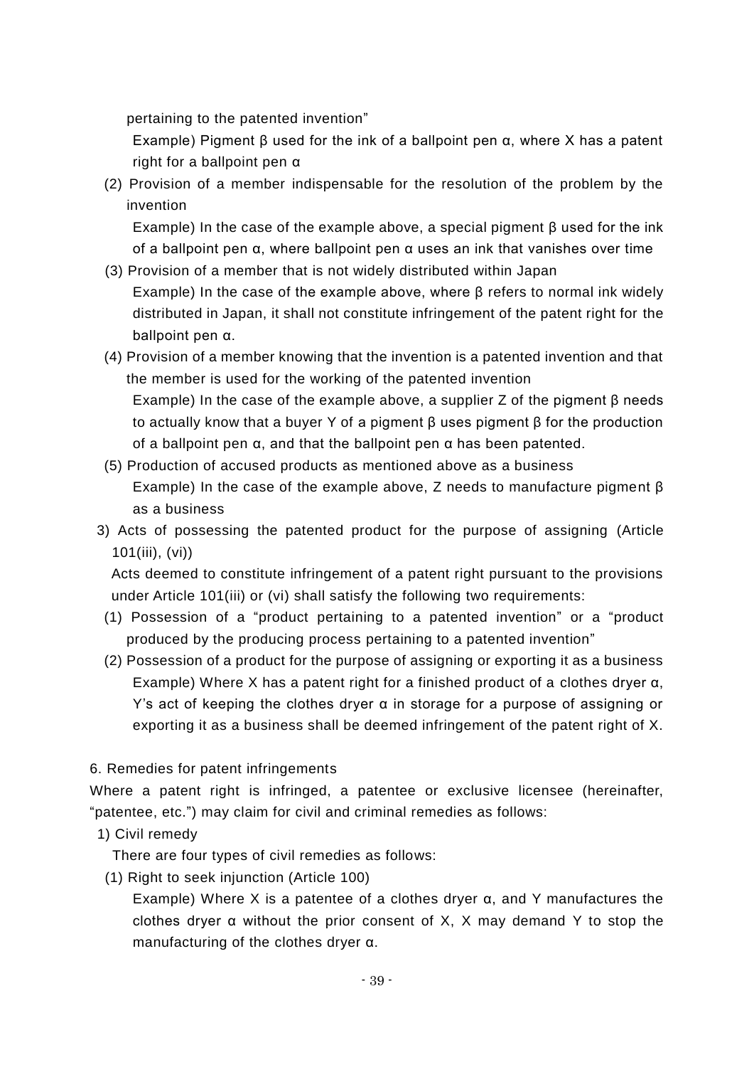pertaining to the patented invention"

Example) Pigment β used for the ink of a ballpoint pen α, where X has a patent right for a ballpoint pen α

(2) Provision of a member indispensable for the resolution of the problem by the invention

Example) In the case of the example above, a special pigment β used for the ink of a ballpoint pen α, where ballpoint pen α uses an ink that vanishes over time

(3) Provision of a member that is not widely distributed within Japan

Example) In the case of the example above, where β refers to normal ink widely distributed in Japan, it shall not constitute infringement of the patent right for the ballpoint pen α.

(4) Provision of a member knowing that the invention is a patented invention and that the member is used for the working of the patented invention

Example) In the case of the example above, a supplier Z of the pigment β needs to actually know that a buyer Y of a pigment β uses pigment β for the production of a ballpoint pen α, and that the ballpoint pen α has been patented.

(5) Production of accused products as mentioned above as a business

Example) In the case of the example above, Z needs to manufacture pigment β as a business

3) Acts of possessing the patented product for the purpose of assigning (Article 101(iii), (vi))

Acts deemed to constitute infringement of a patent right pursuant to the provisions under Article 101(iii) or (vi) shall satisfy the following two requirements:

(1) Possession of a "product pertaining to a patented invention" or a "product produced by the producing process pertaining to a patented invention"

(2) Possession of a product for the purpose of assigning or exporting it as a business

Example) Where X has a patent right for a finished product of a clothes dryer α, Y's act of keeping the clothes dryer α in storage for a purpose of assigning or exporting it as a business shall be deemed infringement of the patent right of X.

6. Remedies for patent infringements

Where a patent right is infringed, a patentee or exclusive licensee (hereinafter, "patentee, etc.") may claim for civil and criminal remedies as follows:

1) Civil remedy

There are four types of civil remedies as follows:

(1) Right to seek injunction (Article 100)

Example) Where X is a patentee of a clothes dryer α, and Y manufactures the clothes dryer α without the prior consent of X, X may demand Y to stop the manufacturing of the clothes dryer α.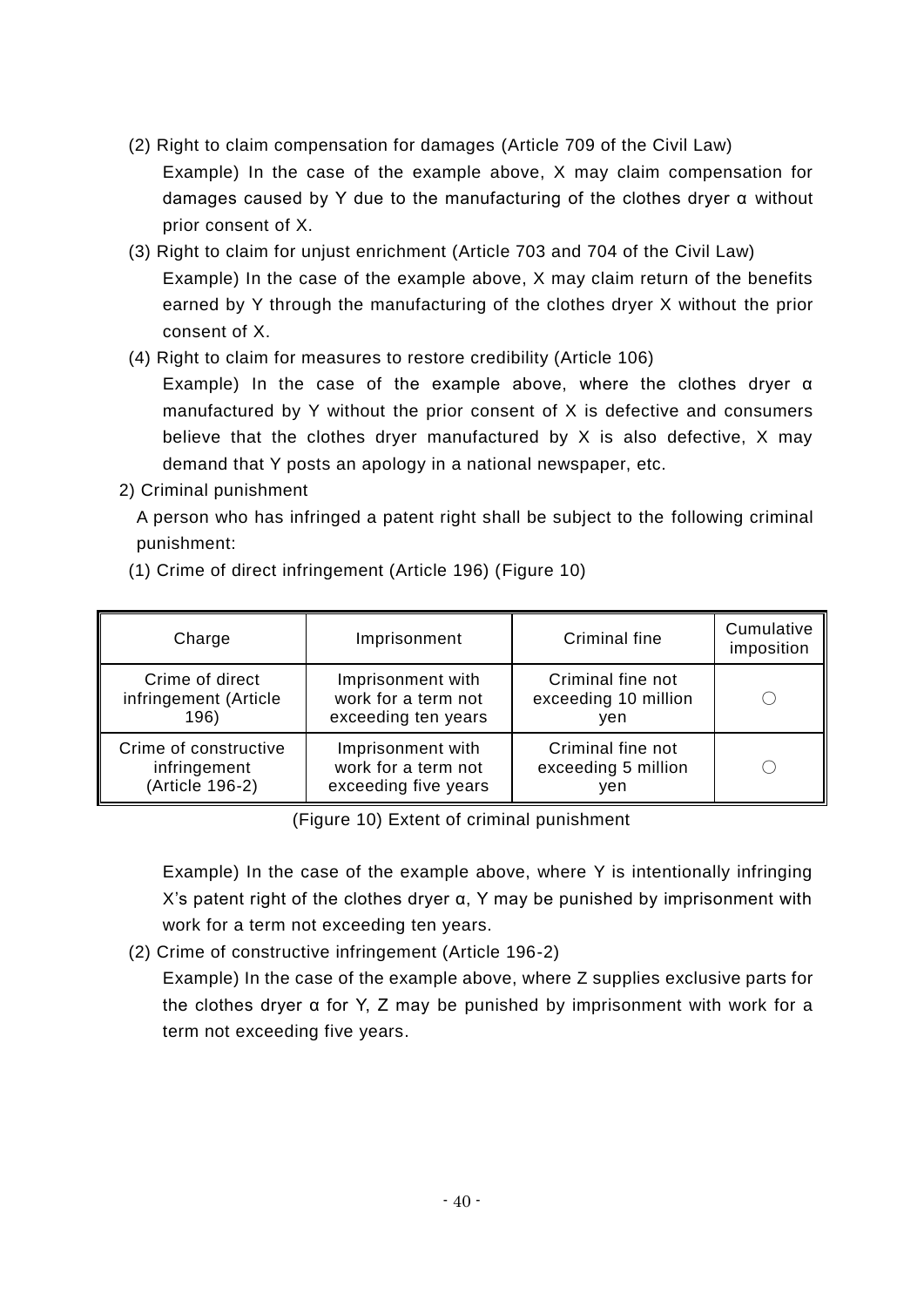(2) Right to claim compensation for damages (Article 709 of the Civil Law)

Example) In the case of the example above, X may claim compensation for damages caused by Y due to the manufacturing of the clothes dryer α without prior consent of X.

(3) Right to claim for unjust enrichment (Article 703 and 704 of the Civil Law)

Example) In the case of the example above, X may claim return of the benefits earned by Y through the manufacturing of the clothes dryer X without the prior consent of X.

(4) Right to claim for measures to restore credibility (Article 106)

Example) In the case of the example above, where the clothes dryer α manufactured by Y without the prior consent of X is defective and consumers believe that the clothes dryer manufactured by X is also defective, X may demand that Y posts an apology in a national newspaper, etc.

2) Criminal punishment

A person who has infringed a patent right shall be subject to the following criminal punishment:

(1) Crime of direct infringement (Article 196) (Figure 10)

| Charge | Imprisonment | Criminal fine | Cumulative imposition |
|---|---|---|---|
| Crime of direct infringement (Article 196) | Imprisonment with work for a term not exceeding ten years | Criminal fine not exceeding 10 million yen | ○ |
| Crime of constructive infringement (Article 196-2) | Imprisonment with work for a term not exceeding five years | Criminal fine not exceeding 5 million yen | ○ |

(Figure 10) Extent of criminal punishment

Example) In the case of the example above, where Y is intentionally infringing X's patent right of the clothes dryer α, Y may be punished by imprisonment with work for a term not exceeding ten years.

(2) Crime of constructive infringement (Article 196-2)

Example) In the case of the example above, where Z supplies exclusive parts for the clothes dryer α for Y, Z may be punished by imprisonment with work for a term not exceeding five years.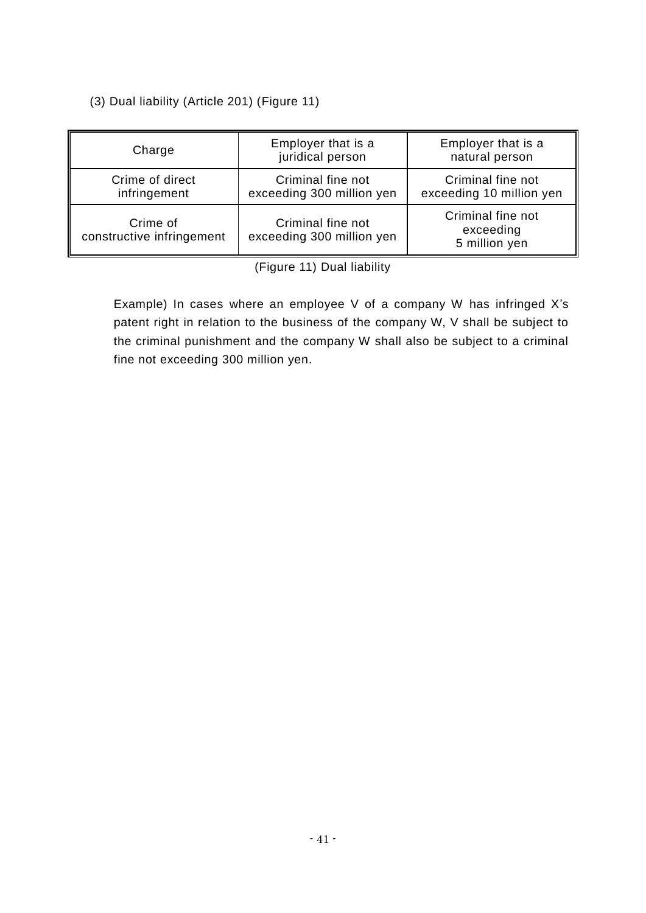(3) Dual liability (Article 201) (Figure 11)

| Charge | Employer that is a juridical person | Employer that is a natural person |
| --- | --- | --- |
| Crime of direct infringement | Criminal fine not exceeding 300 million yen | Criminal fine not exceeding 10 million yen |
| Crime of constructive infringement | Criminal fine not exceeding 300 million yen | Criminal fine not exceeding 5 million yen |

(Figure 11) Dual liability

Example) In cases where an employee V of a company W has infringed X's patent right in relation to the business of the company W, V shall be subject to the criminal punishment and the company W shall also be subject to a criminal fine not exceeding 300 million yen.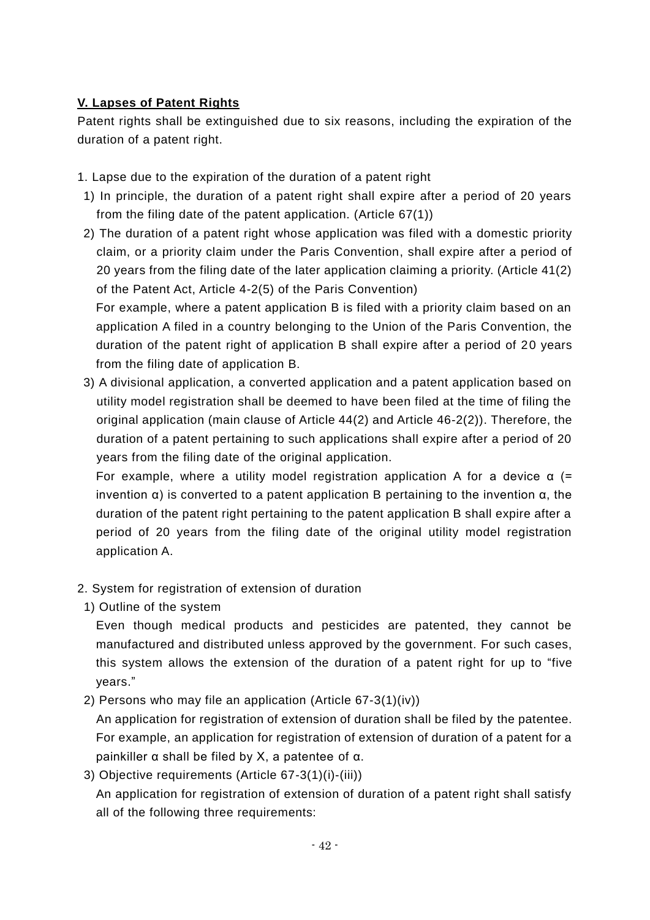**V. Lapses of Patent Rights**

Patent rights shall be extinguished due to six reasons, including the expiration of the duration of a patent right.

1. Lapse due to the expiration of the duration of a patent right

 1) In principle, the duration of a patent right shall expire after a period of 20 years from the filing date of the patent application. (Article 67(1))

 2) The duration of a patent right whose application was filed with a domestic priority claim, or a priority claim under the Paris Convention, shall expire after a period of 20 years from the filing date of the later application claiming a priority. (Article 41(2) of the Patent Act, Article 4-2(5) of the Paris Convention)

 For example, where a patent application B is filed with a priority claim based on an application A filed in a country belonging to the Union of the Paris Convention, the duration of the patent right of application B shall expire after a period of 20 years from the filing date of application B.

 3) A divisional application, a converted application and a patent application based on utility model registration shall be deemed to have been filed at the time of filing the original application (main clause of Article 44(2) and Article 46-2(2)). Therefore, the duration of a patent pertaining to such applications shall expire after a period of 20 years from the filing date of the original application.

 For example, where a utility model registration application A for a device α (= invention α) is converted to a patent application B pertaining to the invention α, the duration of the patent right pertaining to the patent application B shall expire after a period of 20 years from the filing date of the original utility model registration application A.

2. System for registration of extension of duration

 1) Outline of the system

 Even though medical products and pesticides are patented, they cannot be manufactured and distributed unless approved by the government. For such cases, this system allows the extension of the duration of a patent right for up to "five years."

 2) Persons who may file an application (Article 67-3(1)(iv))

 An application for registration of extension of duration shall be filed by the patentee. For example, an application for registration of extension of duration of a patent for a painkiller α shall be filed by X, a patentee of α.

 3) Objective requirements (Article 67-3(1)(i)-(iii))

 An application for registration of extension of duration of a patent right shall satisfy all of the following three requirements: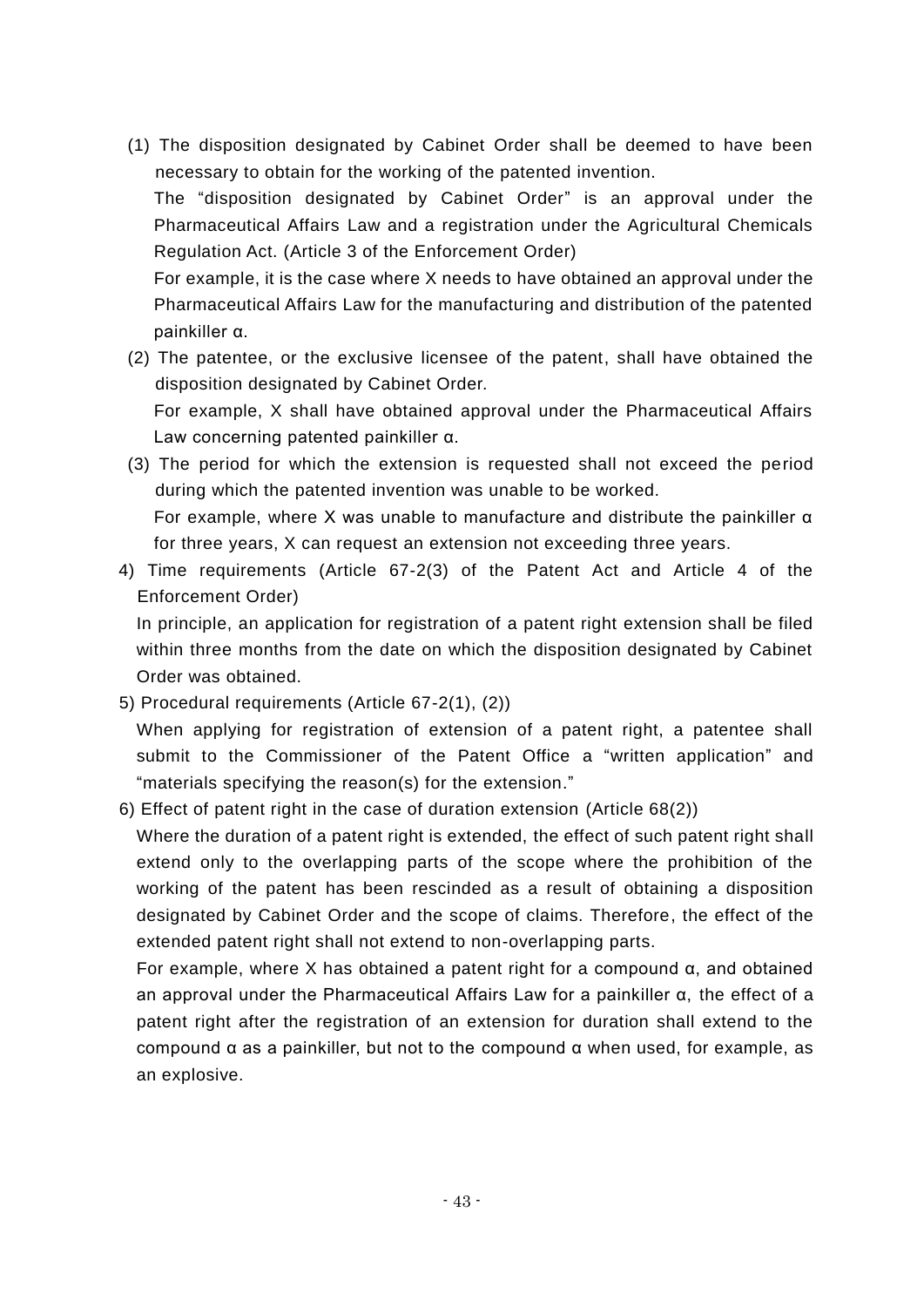(1) The disposition designated by Cabinet Order shall be deemed to have been necessary to obtain for the working of the patented invention.

The "disposition designated by Cabinet Order" is an approval under the Pharmaceutical Affairs Law and a registration under the Agricultural Chemicals Regulation Act. (Article 3 of the Enforcement Order)

For example, it is the case where X needs to have obtained an approval under the Pharmaceutical Affairs Law for the manufacturing and distribution of the patented painkiller α.

(2) The patentee, or the exclusive licensee of the patent, shall have obtained the disposition designated by Cabinet Order.

For example, X shall have obtained approval under the Pharmaceutical Affairs Law concerning patented painkiller α.

(3) The period for which the extension is requested shall not exceed the period during which the patented invention was unable to be worked.

For example, where X was unable to manufacture and distribute the painkiller α for three years, X can request an extension not exceeding three years.

4) Time requirements (Article 67-2(3) of the Patent Act and Article 4 of the Enforcement Order)

In principle, an application for registration of a patent right extension shall be filed within three months from the date on which the disposition designated by Cabinet Order was obtained.

5) Procedural requirements (Article 67-2(1), (2))

When applying for registration of extension of a patent right, a patentee shall submit to the Commissioner of the Patent Office a "written application" and "materials specifying the reason(s) for the extension."

6) Effect of patent right in the case of duration extension (Article 68(2))

Where the duration of a patent right is extended, the effect of such patent right shall extend only to the overlapping parts of the scope where the prohibition of the working of the patent has been rescinded as a result of obtaining a disposition designated by Cabinet Order and the scope of claims. Therefore, the effect of the extended patent right shall not extend to non-overlapping parts.

For example, where X has obtained a patent right for a compound α, and obtained an approval under the Pharmaceutical Affairs Law for a painkiller α, the effect of a patent right after the registration of an extension for duration shall extend to the compound α as a painkiller, but not to the compound α when used, for example, as an explosive.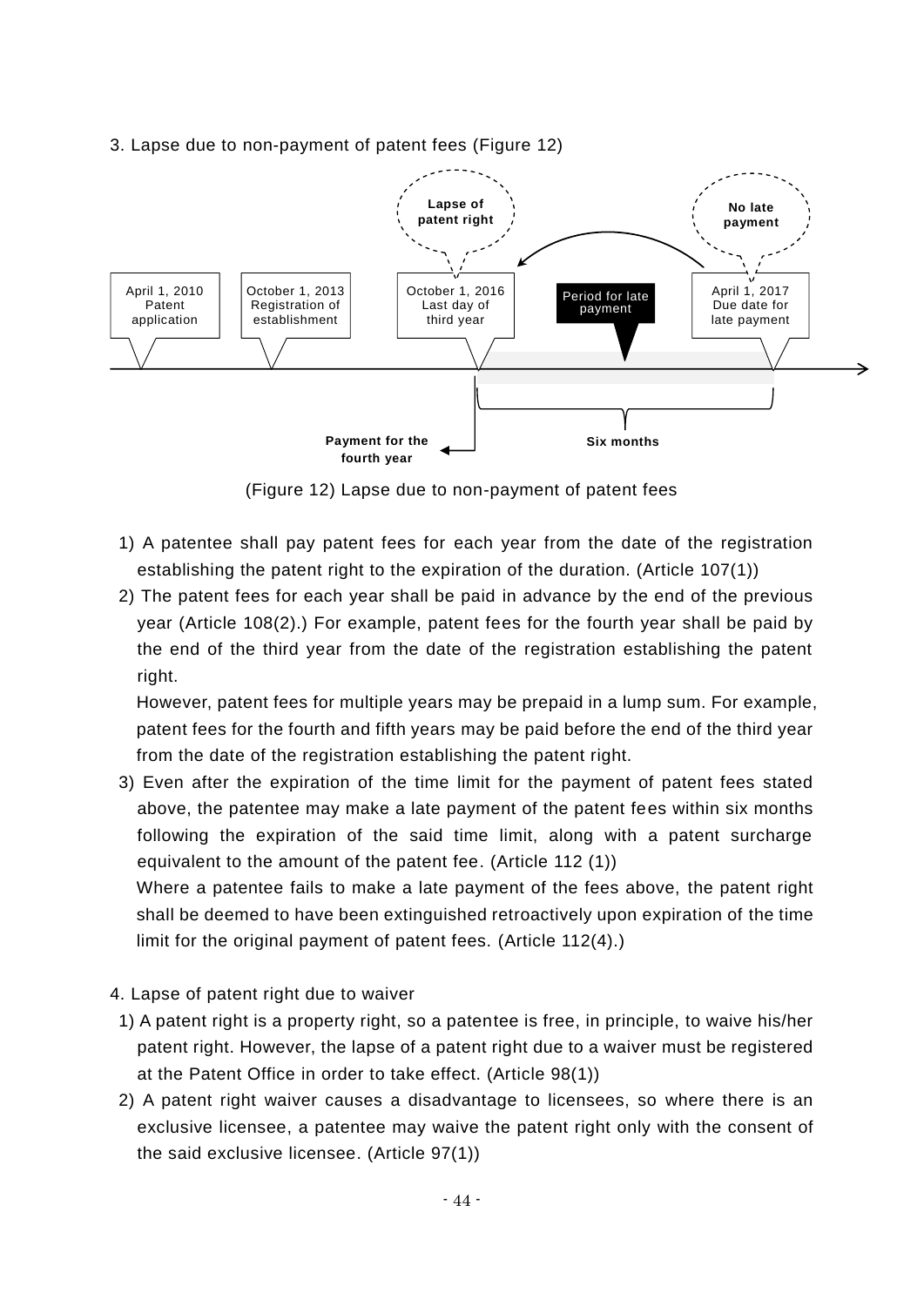3. Lapse due to non-payment of patent fees (Figure 12)

(Figure 12) Lapse due to non-payment of patent fees

1) A patentee shall pay patent fees for each year from the date of the registration establishing the patent right to the expiration of the duration. (Article 107(1))

2) The patent fees for each year shall be paid in advance by the end of the previous year (Article 108(2).) For example, patent fees for the fourth year shall be paid by the end of the third year from the date of the registration establishing the patent right.

   However, patent fees for multiple years may be prepaid in a lump sum. For example, patent fees for the fourth and fifth years may be paid before the end of the third year from the date of the registration establishing the patent right.

3) Even after the expiration of the time limit for the payment of patent fees stated above, the patentee may make a late payment of the patent fees within six months following the expiration of the said time limit, along with a patent surcharge equivalent to the amount of the patent fee. (Article 112 (1))

   Where a patentee fails to make a late payment of the fees above, the patent right shall be deemed to have been extinguished retroactively upon expiration of the time limit for the original payment of patent fees. (Article 112(4).)

4. Lapse of patent right due to waiver

1) A patent right is a property right, so a patentee is free, in principle, to waive his/her patent right. However, the lapse of a patent right due to a waiver must be registered at the Patent Office in order to take effect. (Article 98(1))

2) A patent right waiver causes a disadvantage to licensees, so where there is an exclusive licensee, a patentee may waive the patent right only with the consent of the said exclusive licensee. (Article 97(1))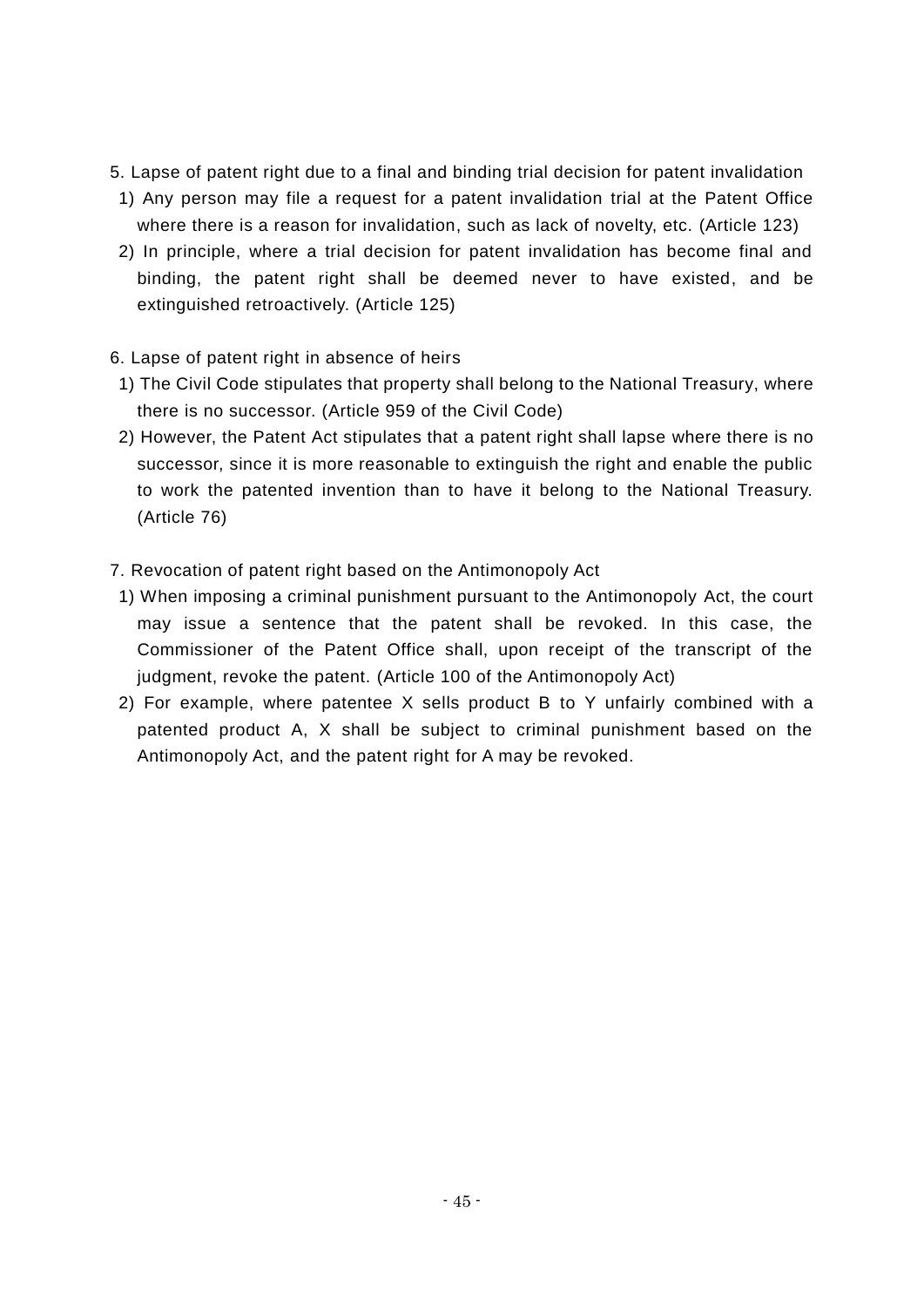5. Lapse of patent right due to a final and binding trial decision for patent invalidation

1) Any person may file a request for a patent invalidation trial at the Patent Office where there is a reason for invalidation, such as lack of novelty, etc. (Article 123)

2) In principle, where a trial decision for patent invalidation has become final and binding, the patent right shall be deemed never to have existed, and be extinguished retroactively. (Article 125)

6. Lapse of patent right in absence of heirs

1) The Civil Code stipulates that property shall belong to the National Treasury, where there is no successor. (Article 959 of the Civil Code)

2) However, the Patent Act stipulates that a patent right shall lapse where there is no successor, since it is more reasonable to extinguish the right and enable the public to work the patented invention than to have it belong to the National Treasury. (Article 76)

7. Revocation of patent right based on the Antimonopoly Act

1) When imposing a criminal punishment pursuant to the Antimonopoly Act, the court may issue a sentence that the patent shall be revoked. In this case, the Commissioner of the Patent Office shall, upon receipt of the transcript of the judgment, revoke the patent. (Article 100 of the Antimonopoly Act)

2) For example, where patentee X sells product B to Y unfairly combined with a patented product A, X shall be subject to criminal punishment based on the Antimonopoly Act, and the patent right for A may be revoked.